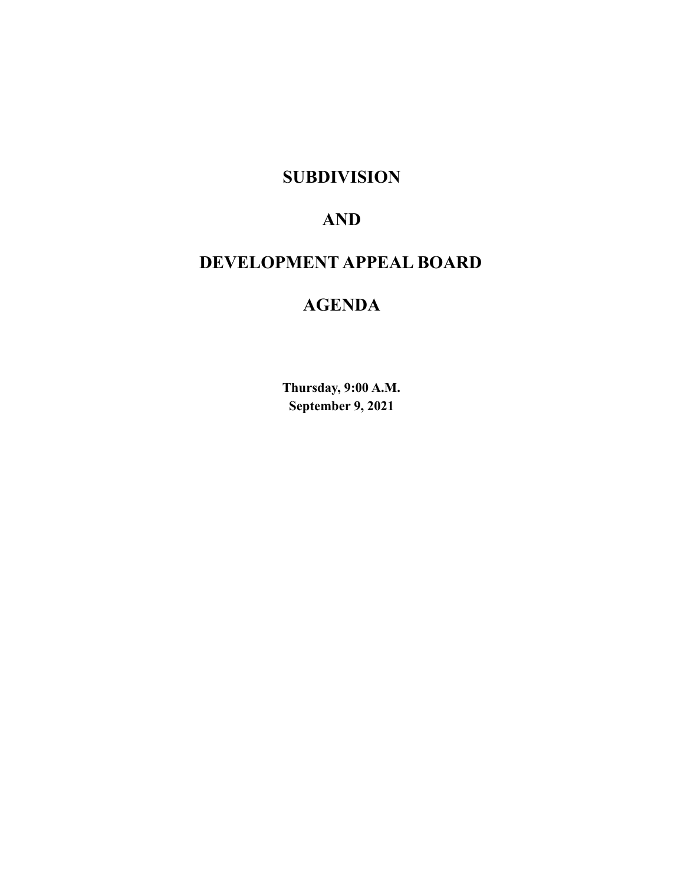# SUBDIVISION

# AND

# DEVELOPMENT APPEAL BOARD

# AGENDA

**Thursday, 9:00 A.M.**
**September 9, 2021**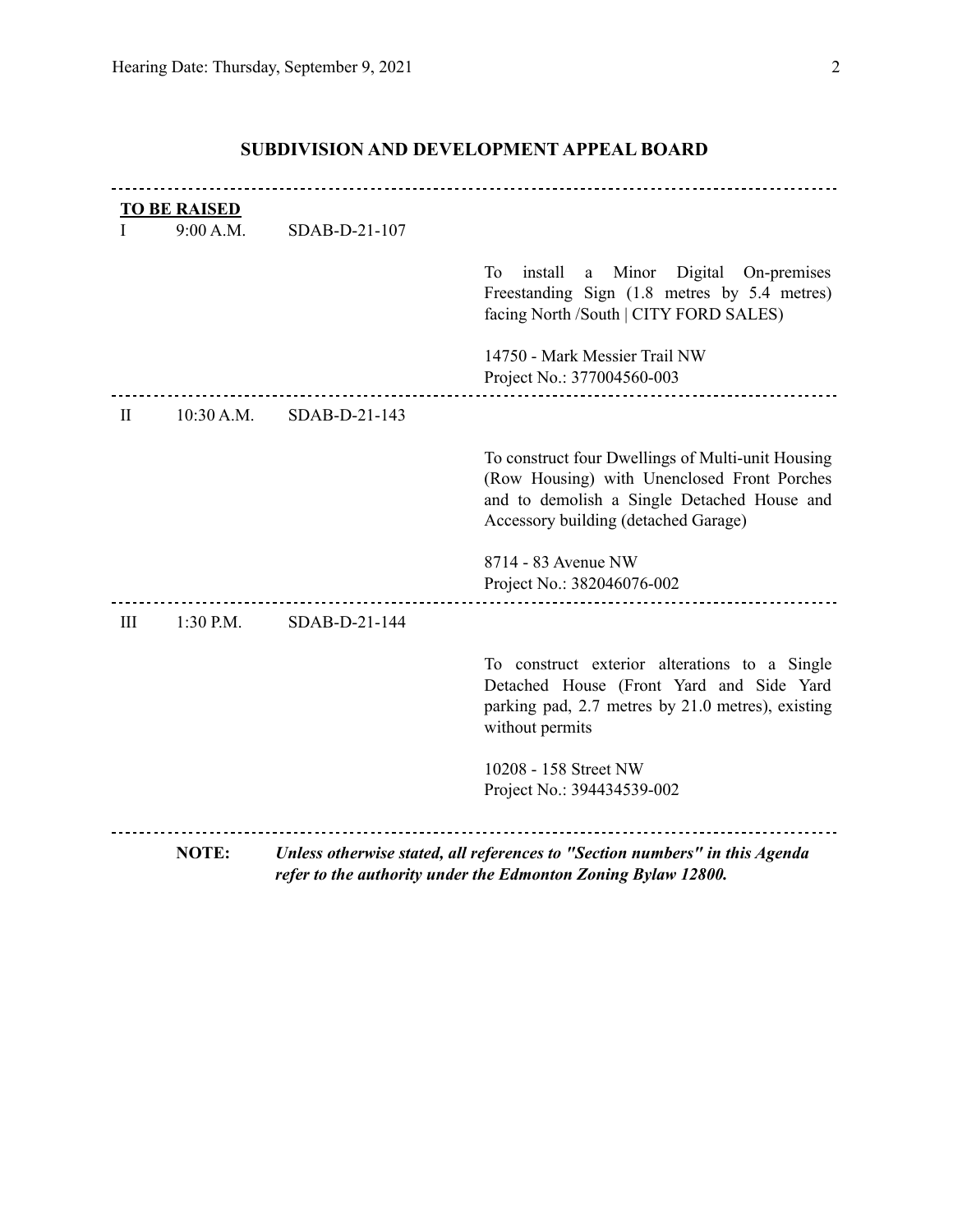## SUBDIVISION AND DEVELOPMENT APPEAL BOARD

---

**TO BE RAISED**

| | | | |
|---|---|---|---|
| I | 9:00 A.M. | SDAB-D-21-107 | To install a Minor Digital On-premises Freestanding Sign (1.8 metres by 5.4 metres) facing North /South \| CITY FORD SALES)<br><br>14750 - Mark Messier Trail NW<br>Project No.: 377004560-003 |
| II | 10:30 A.M. | SDAB-D-21-143 | To construct four Dwellings of Multi-unit Housing (Row Housing) with Unenclosed Front Porches and to demolish a Single Detached House and Accessory building (detached Garage)<br><br>8714 - 83 Avenue NW<br>Project No.: 382046076-002 |
| III | 1:30 P.M. | SDAB-D-21-144 | To construct exterior alterations to a Single Detached House (Front Yard and Side Yard parking pad, 2.7 metres by 21.0 metres), existing without permits<br><br>10208 - 158 Street NW<br>Project No.: 394434539-002 |

---

**NOTE:** ***Unless otherwise stated, all references to "Section numbers" in this Agenda refer to the authority under the Edmonton Zoning Bylaw 12800.***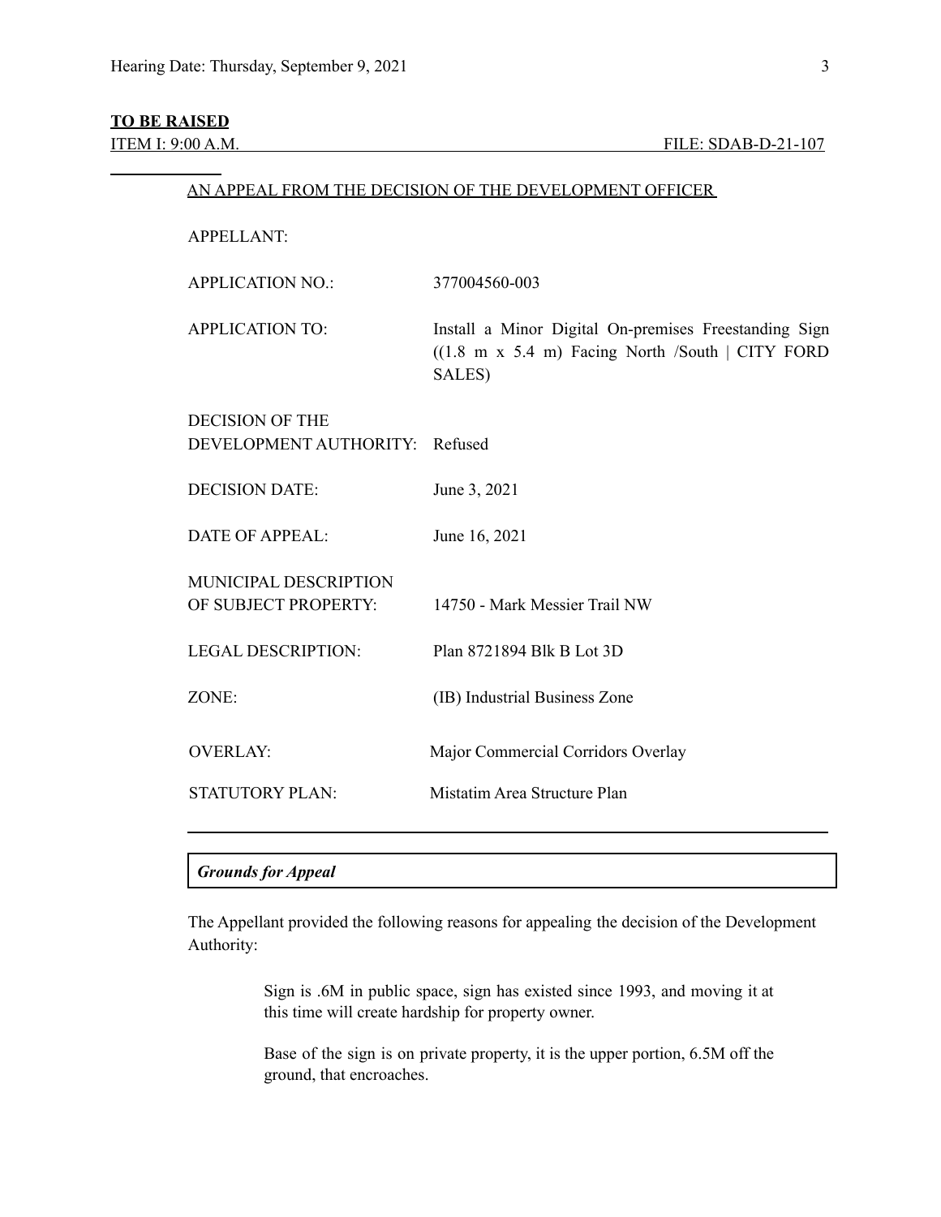**TO BE RAISED**

ITEM I: 9:00 A.M. FILE: SDAB-D-21-107

AN APPEAL FROM THE DECISION OF THE DEVELOPMENT OFFICER

| | |
|---|---|
| APPELLANT: | |
| APPLICATION NO.: | 377004560-003 |
| APPLICATION TO: | Install a Minor Digital On-premises Freestanding Sign ((1.8 m x 5.4 m) Facing North /South \| CITY FORD SALES) |
| DECISION OF THE DEVELOPMENT AUTHORITY: | Refused |
| DECISION DATE: | June 3, 2021 |
| DATE OF APPEAL: | June 16, 2021 |
| MUNICIPAL DESCRIPTION OF SUBJECT PROPERTY: | 14750 - Mark Messier Trail NW |
| LEGAL DESCRIPTION: | Plan 8721894 Blk B Lot 3D |
| ZONE: | (IB) Industrial Business Zone |
| OVERLAY: | Major Commercial Corridors Overlay |
| STATUTORY PLAN: | Mistatim Area Structure Plan |

***Grounds for Appeal***

The Appellant provided the following reasons for appealing the decision of the Development Authority:

> Sign is .6M in public space, sign has existed since 1993, and moving it at this time will create hardship for property owner.
>
> Base of the sign is on private property, it is the upper portion, 6.5M off the ground, that encroaches.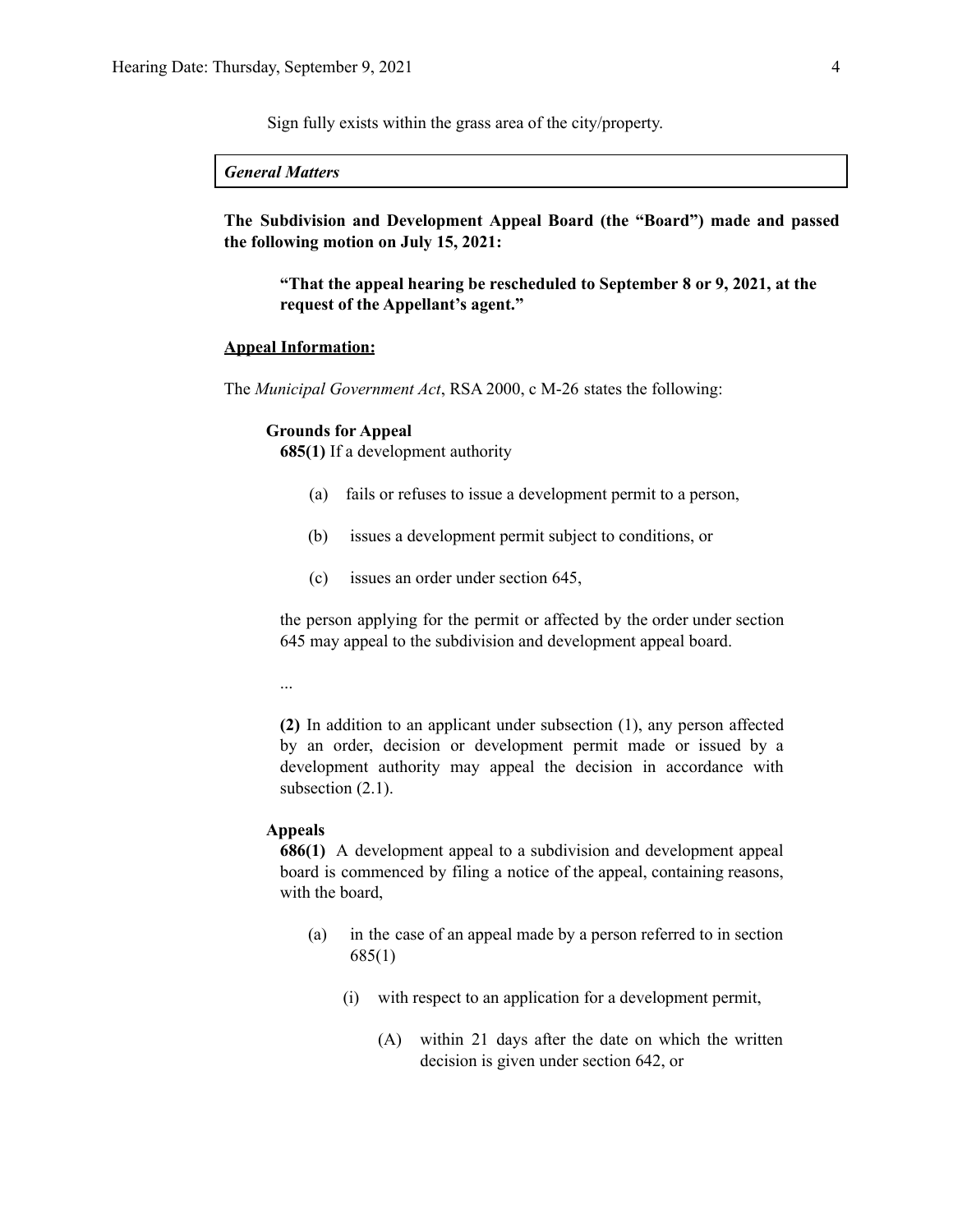Sign fully exists within the grass area of the city/property.

| *General Matters* |
|---|

**The Subdivision and Development Appeal Board (the "Board") made and passed the following motion on July 15, 2021:**

> **"That the appeal hearing be rescheduled to September 8 or 9, 2021, at the request of the Appellant's agent."**

**Appeal Information:**

The *Municipal Government Act*, RSA 2000, c M-26 states the following:

> **Grounds for Appeal**
>
> **685(1)** If a development authority
>
> (a) fails or refuses to issue a development permit to a person,
>
> (b) issues a development permit subject to conditions, or
>
> (c) issues an order under section 645,
>
> the person applying for the permit or affected by the order under section 645 may appeal to the subdivision and development appeal board.
>
> ...
>
> **(2)** In addition to an applicant under subsection (1), any person affected by an order, decision or development permit made or issued by a development authority may appeal the decision in accordance with subsection (2.1).
>
> **Appeals**
>
> **686(1)** A development appeal to a subdivision and development appeal board is commenced by filing a notice of the appeal, containing reasons, with the board,
>
> (a) in the case of an appeal made by a person referred to in section 685(1)
>
> (i) with respect to an application for a development permit,
>
> (A) within 21 days after the date on which the written decision is given under section 642, or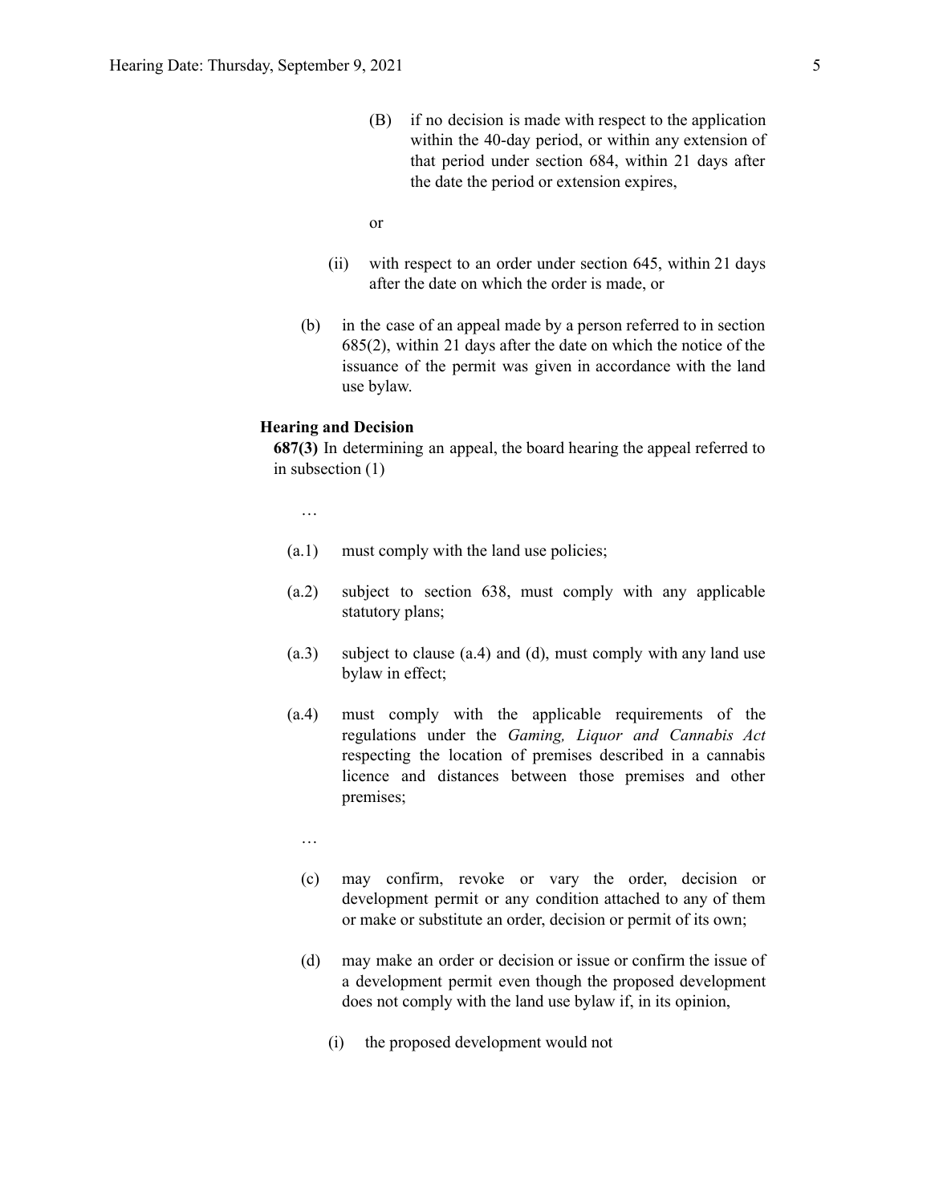(B) if no decision is made with respect to the application within the 40-day period, or within any extension of that period under section 684, within 21 days after the date the period or extension expires,

or

(ii) with respect to an order under section 645, within 21 days after the date on which the order is made, or

(b) in the case of an appeal made by a person referred to in section 685(2), within 21 days after the date on which the notice of the issuance of the permit was given in accordance with the land use bylaw.

**Hearing and Decision**

**687(3)** In determining an appeal, the board hearing the appeal referred to in subsection (1)

…

(a.1) must comply with the land use policies;

(a.2) subject to section 638, must comply with any applicable statutory plans;

(a.3) subject to clause (a.4) and (d), must comply with any land use bylaw in effect;

(a.4) must comply with the applicable requirements of the regulations under the *Gaming, Liquor and Cannabis Act* respecting the location of premises described in a cannabis licence and distances between those premises and other premises;

…

(c) may confirm, revoke or vary the order, decision or development permit or any condition attached to any of them or make or substitute an order, decision or permit of its own;

(d) may make an order or decision or issue or confirm the issue of a development permit even though the proposed development does not comply with the land use bylaw if, in its opinion,

(i) the proposed development would not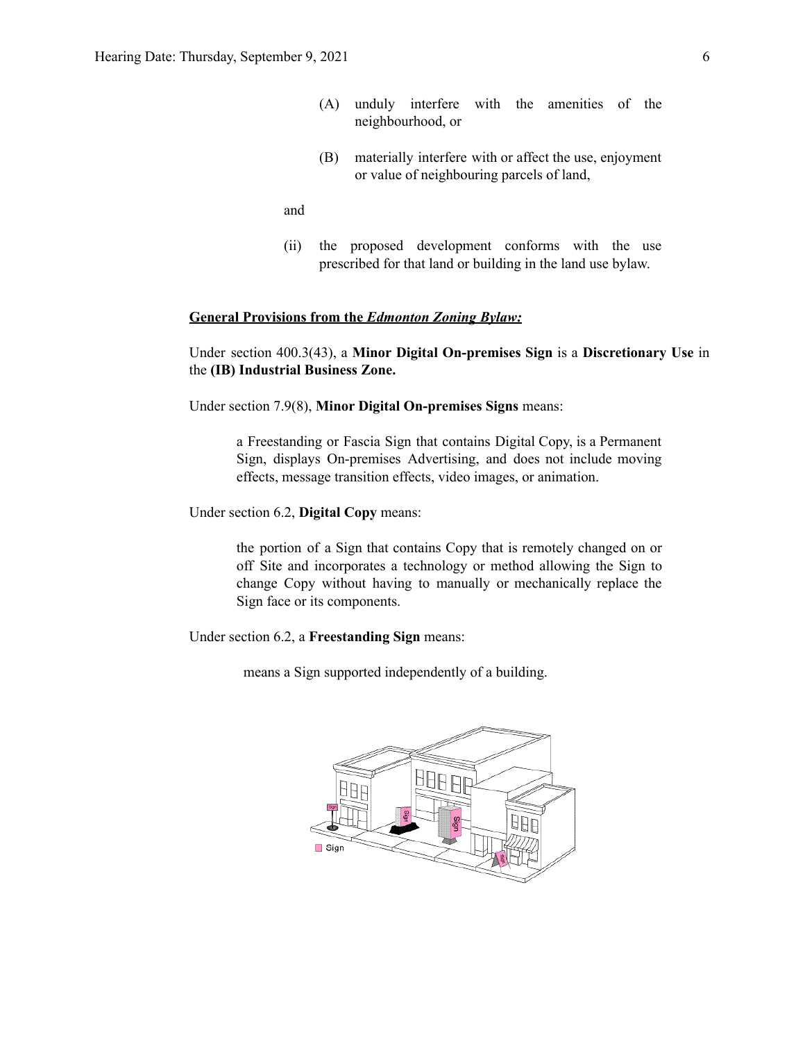(A) unduly interfere with the amenities of the neighbourhood, or

(B) materially interfere with or affect the use, enjoyment or value of neighbouring parcels of land,

and

(ii) the proposed development conforms with the use prescribed for that land or building in the land use bylaw.

**General Provisions from the *Edmonton Zoning Bylaw:***

Under section 400.3(43), a **Minor Digital On-premises Sign** is a **Discretionary Use** in the **(IB) Industrial Business Zone.**

Under section 7.9(8), **Minor Digital On-premises Signs** means:

> a Freestanding or Fascia Sign that contains Digital Copy, is a Permanent Sign, displays On-premises Advertising, and does not include moving effects, message transition effects, video images, or animation.

Under section 6.2, **Digital Copy** means:

> the portion of a Sign that contains Copy that is remotely changed on or off Site and incorporates a technology or method allowing the Sign to change Copy without having to manually or mechanically replace the Sign face or its components.

Under section 6.2, a **Freestanding Sign** means:

> means a Sign supported independently of a building.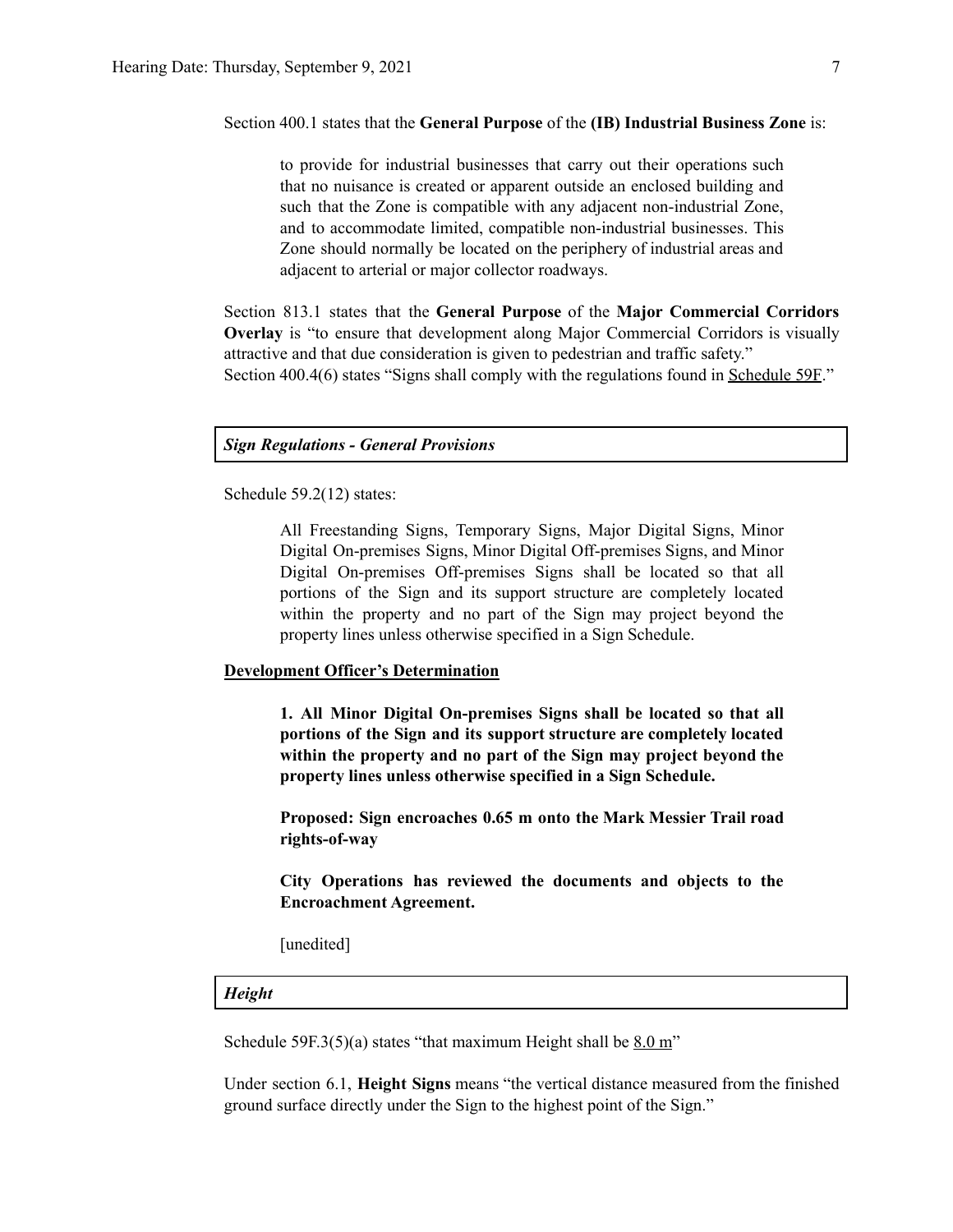Section 400.1 states that the **General Purpose** of the **(IB) Industrial Business Zone** is:

> to provide for industrial businesses that carry out their operations such that no nuisance is created or apparent outside an enclosed building and such that the Zone is compatible with any adjacent non-industrial Zone, and to accommodate limited, compatible non-industrial businesses. This Zone should normally be located on the periphery of industrial areas and adjacent to arterial or major collector roadways.

Section 813.1 states that the **General Purpose** of the **Major Commercial Corridors Overlay** is "to ensure that development along Major Commercial Corridors is visually attractive and that due consideration is given to pedestrian and traffic safety."
Section 400.4(6) states "Signs shall comply with the regulations found in Schedule 59F."

### *Sign Regulations - General Provisions*

Schedule 59.2(12) states:

> All Freestanding Signs, Temporary Signs, Major Digital Signs, Minor Digital On-premises Signs, Minor Digital Off-premises Signs, and Minor Digital On-premises Off-premises Signs shall be located so that all portions of the Sign and its support structure are completely located within the property and no part of the Sign may project beyond the property lines unless otherwise specified in a Sign Schedule.

**Development Officer's Determination**

> **1. All Minor Digital On-premises Signs shall be located so that all portions of the Sign and its support structure are completely located within the property and no part of the Sign may project beyond the property lines unless otherwise specified in a Sign Schedule.**
>
> **Proposed: Sign encroaches 0.65 m onto the Mark Messier Trail road rights-of-way**
>
> **City Operations has reviewed the documents and objects to the Encroachment Agreement.**
>
> [unedited]

### *Height*

Schedule 59F.3(5)(a) states "that maximum Height shall be 8.0 m"

Under section 6.1, **Height Signs** means "the vertical distance measured from the finished ground surface directly under the Sign to the highest point of the Sign."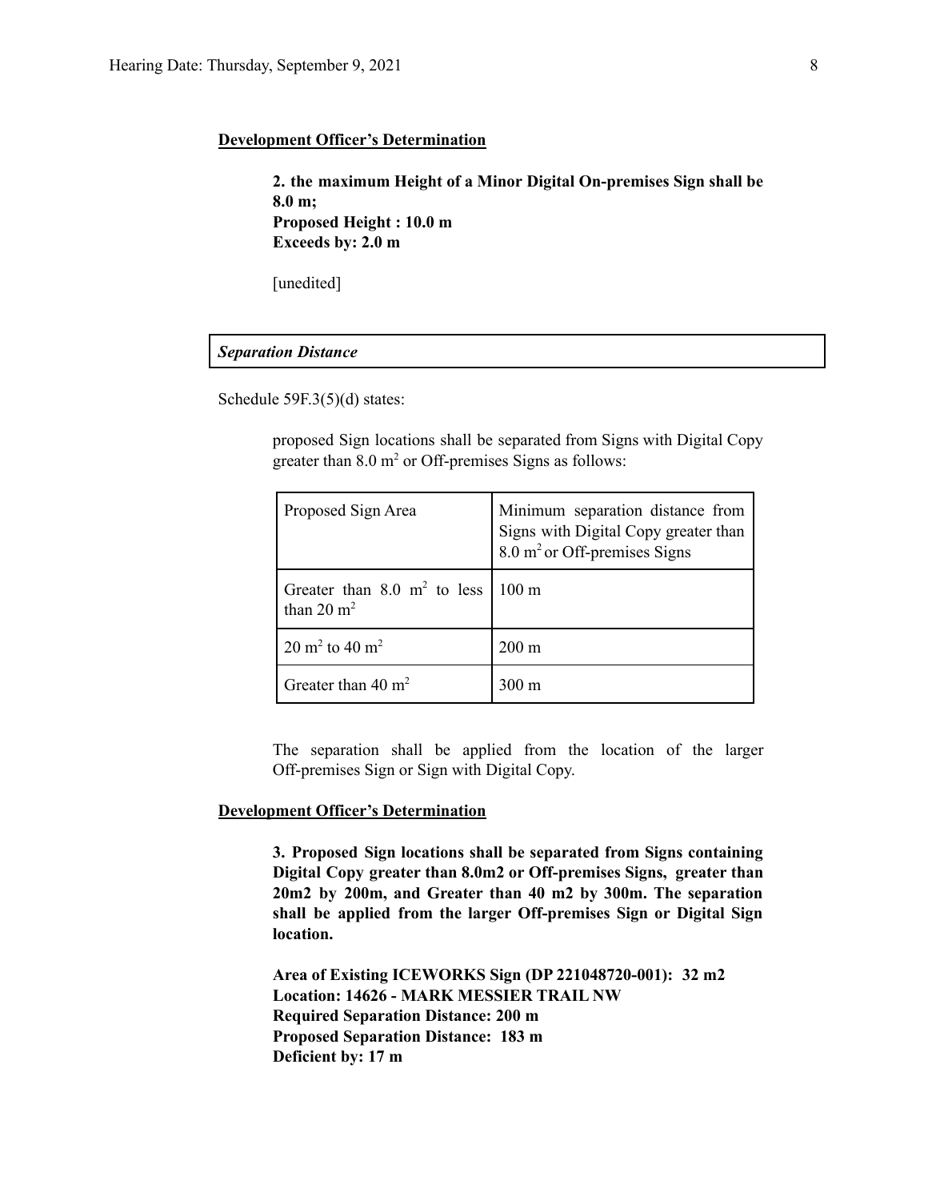**Development Officer's Determination**

> **2. the maximum Height of a Minor Digital On-premises Sign shall be 8.0 m;**
> **Proposed Height : 10.0 m**
> **Exceeds by: 2.0 m**
>
> [unedited]

***Separation Distance***

Schedule 59F.3(5)(d) states:

> proposed Sign locations shall be separated from Signs with Digital Copy greater than 8.0 $m^2$ or Off-premises Signs as follows:

| Proposed Sign Area | Minimum separation distance from Signs with Digital Copy greater than 8.0 $m^2$ or Off-premises Signs |
|---|---|
| Greater than 8.0 $m^2$ to less than 20 $m^2$ | 100 m |
| 20 $m^2$ to 40 $m^2$ | 200 m |
| Greater than 40 $m^2$ | 300 m |

> The separation shall be applied from the location of the larger Off-premises Sign or Sign with Digital Copy.

**Development Officer's Determination**

> **3. Proposed Sign locations shall be separated from Signs containing Digital Copy greater than 8.0m2 or Off-premises Signs, greater than 20m2 by 200m, and Greater than 40 m2 by 300m. The separation shall be applied from the larger Off-premises Sign or Digital Sign location.**
>
> **Area of Existing ICEWORKS Sign (DP 221048720-001): 32 m2**
> **Location: 14626 - MARK MESSIER TRAIL NW**
> **Required Separation Distance: 200 m**
> **Proposed Separation Distance: 183 m**
> **Deficient by: 17 m**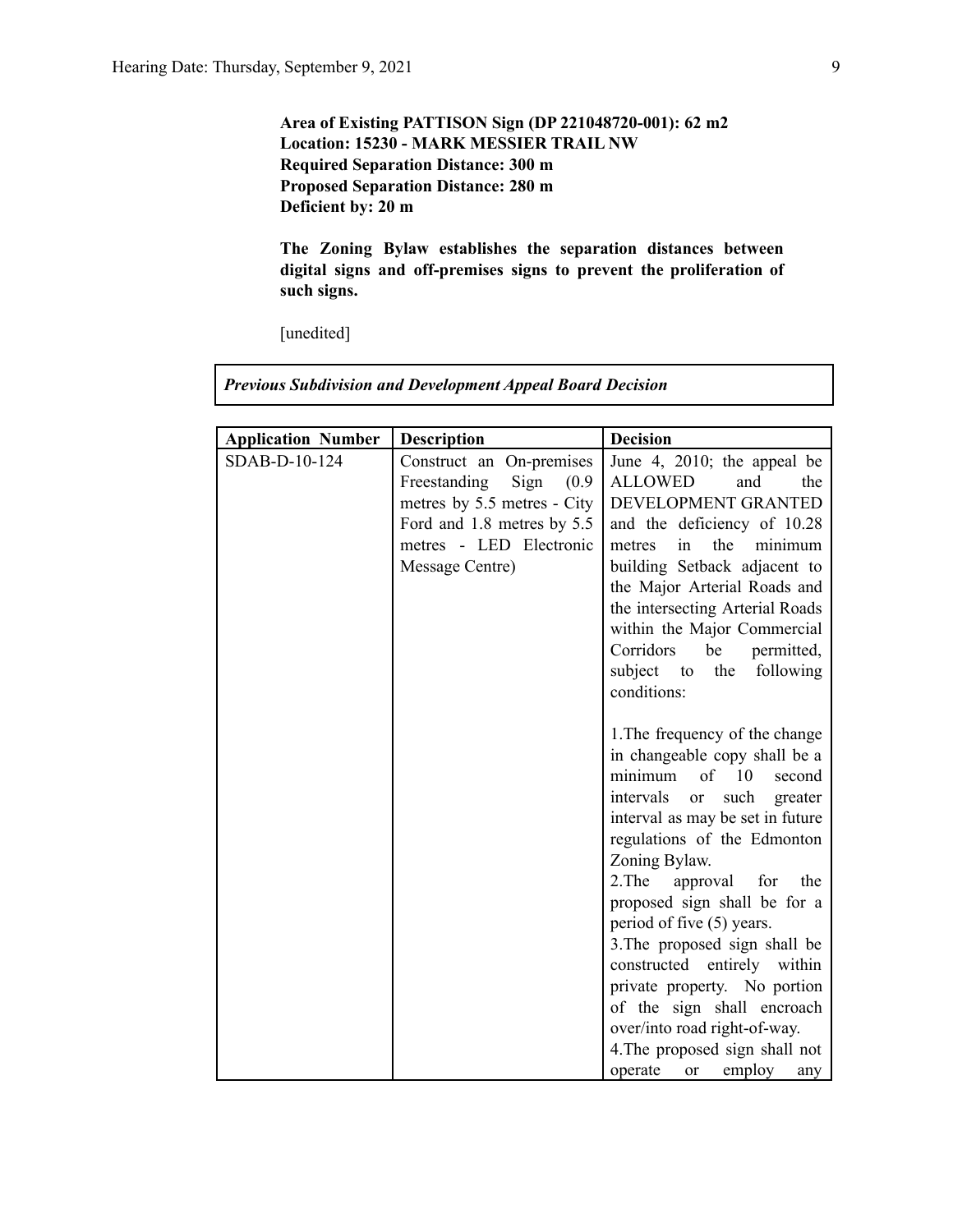**Area of Existing PATTISON Sign (DP 221048720-001): 62 m2**
**Location: 15230 - MARK MESSIER TRAIL NW**
**Required Separation Distance: 300 m**
**Proposed Separation Distance: 280 m**
**Deficient by: 20 m**

**The Zoning Bylaw establishes the separation distances between digital signs and off-premises signs to prevent the proliferation of such signs.**

[unedited]

| *Previous Subdivision and Development Appeal Board Decision* |
|---|

| Application Number | Description | Decision |
|---|---|---|
| SDAB-D-10-124 | Construct an On-premises Freestanding Sign (0.9 metres by 5.5 metres - City Ford and 1.8 metres by 5.5 metres - LED Electronic Message Centre) | June 4, 2010; the appeal be ALLOWED and the DEVELOPMENT GRANTED and the deficiency of 10.28 metres in the minimum building Setback adjacent to the Major Arterial Roads and the intersecting Arterial Roads within the Major Commercial Corridors be permitted, subject to the following conditions:<br><br>1.The frequency of the change in changeable copy shall be a minimum of 10 second intervals or such greater interval as may be set in future regulations of the Edmonton Zoning Bylaw.<br>2.The approval for the proposed sign shall be for a period of five (5) years.<br>3.The proposed sign shall be constructed entirely within private property. No portion of the sign shall encroach over/into road right-of-way.<br>4.The proposed sign shall not operate or employ any |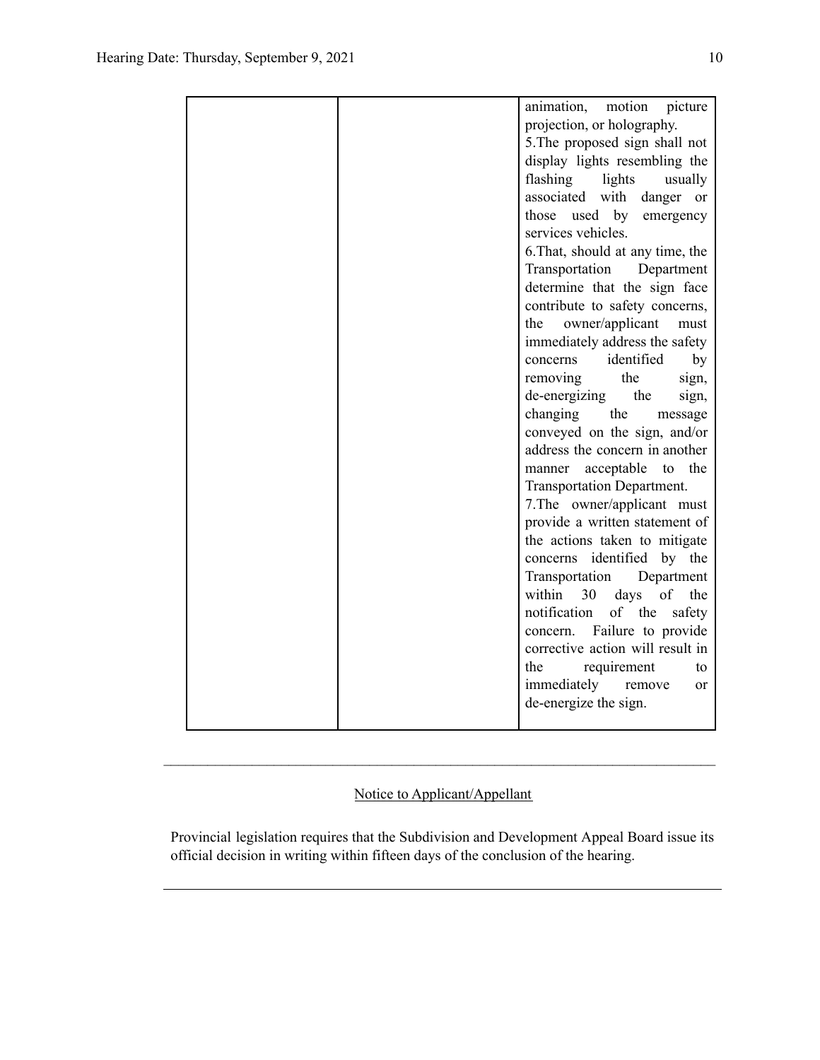| | | animation, motion picture projection, or holography.<br>5.The proposed sign shall not display lights resembling the flashing lights usually associated with danger or those used by emergency services vehicles.<br>6.That, should at any time, the Transportation Department determine that the sign face contribute to safety concerns, the owner/applicant must immediately address the safety concerns identified by removing the sign, de-energizing the sign, changing the message conveyed on the sign, and/or address the concern in another manner acceptable to the Transportation Department.<br>7.The owner/applicant must provide a written statement of the actions taken to mitigate concerns identified by the Transportation Department within 30 days of the notification of the safety concern. Failure to provide corrective action will result in the requirement to immediately remove or de-energize the sign. |
|---|---|---|

---

Notice to Applicant/Appellant

Provincial legislation requires that the Subdivision and Development Appeal Board issue its official decision in writing within fifteen days of the conclusion of the hearing.

---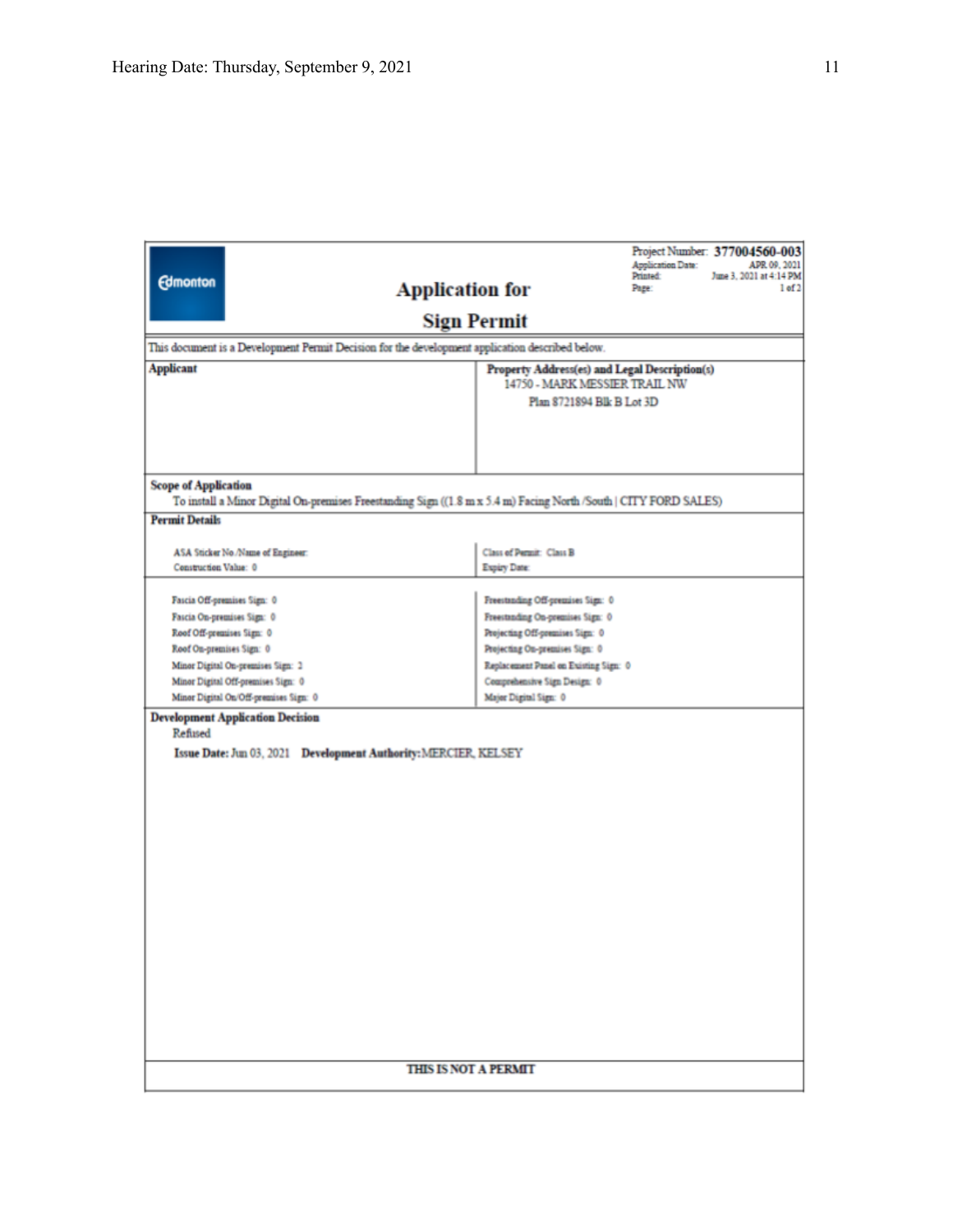Project Number: **377004560-003**
Application Date: APR 09, 2021
Printed: June 3, 2021 at 4:14 PM
Page: 1 of 2

Edmonton

# Application for Sign Permit

This document is a Development Permit Decision for the development application described below.

| **Applicant** | **Property Address(es) and Legal Description(s)** |
|---|---|
| | 14750 - MARK MESSIER TRAIL NW<br>Plan 8721894 Blk B Lot 3D |

**Scope of Application**

To install a Minor Digital On-premises Freestanding Sign ((1.8 m x 5.4 m) Facing North /South | CITY FORD SALES)

**Permit Details**

| | |
|---|---|
| ASA Sticker No./Name of Engineer: | Class of Permit: Class B |
| Construction Value: 0 | Expiry Date: |

| | |
|---|---|
| Fascia Off-premises Sign: 0 | Freestanding Off-premises Sign: 0 |
| Fascia On-premises Sign: 0 | Freestanding On-premises Sign: 0 |
| Roof Off-premises Sign: 0 | Projecting Off-premises Sign: 0 |
| Roof On-premises Sign: 0 | Projecting On-premises Sign: 0 |
| Minor Digital On-premises Sign: 2 | Replacement Panel on Existing Sign: 0 |
| Minor Digital Off-premises Sign: 0 | Comprehensive Sign Design: 0 |
| Minor Digital On/Off-premises Sign: 0 | Major Digital Sign: 0 |

**Development Application Decision**

Refused

**Issue Date:** Jun 03, 2021 **Development Authority:** MERCIER, KELSEY

**THIS IS NOT A PERMIT**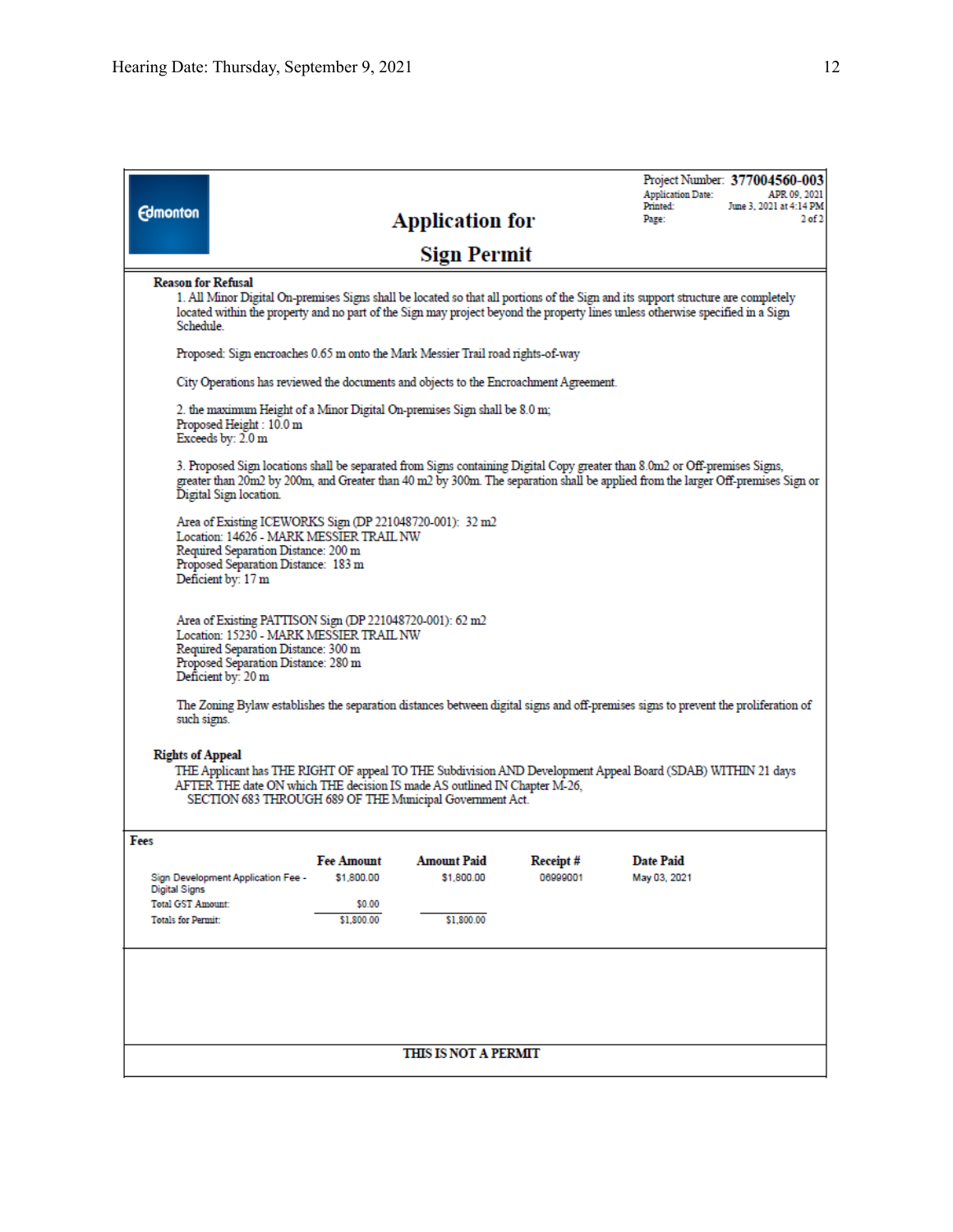Edmonton

# Application for Sign Permit

Project Number: **377004560-003**
Application Date: APR 09, 2021
Printed: June 3, 2021 at 4:14 PM
Page: 2 of 2

**Reason for Refusal**

1. All Minor Digital On-premises Signs shall be located so that all portions of the Sign and its support structure are completely located within the property and no part of the Sign may project beyond the property lines unless otherwise specified in a Sign Schedule.

Proposed: Sign encroaches 0.65 m onto the Mark Messier Trail road rights-of-way

City Operations has reviewed the documents and objects to the Encroachment Agreement.

2. the maximum Height of a Minor Digital On-premises Sign shall be 8.0 m;
Proposed Height : 10.0 m
Exceeds by: 2.0 m

3. Proposed Sign locations shall be separated from Signs containing Digital Copy greater than 8.0m2 or Off-premises Signs, greater than 20m2 by 200m, and Greater than 40 m2 by 300m. The separation shall be applied from the larger Off-premises Sign or Digital Sign location.

Area of Existing ICEWORKS Sign (DP 221048720-001): 32 m2
Location: 14626 - MARK MESSIER TRAIL NW
Required Separation Distance: 200 m
Proposed Separation Distance: 183 m
Deficient by: 17 m

Area of Existing PATTISON Sign (DP 221048720-001): 62 m2
Location: 15230 - MARK MESSIER TRAIL NW
Required Separation Distance: 300 m
Proposed Separation Distance: 280 m
Deficient by: 20 m

The Zoning Bylaw establishes the separation distances between digital signs and off-premises signs to prevent the proliferation of such signs.

**Rights of Appeal**

THE Applicant has THE RIGHT OF appeal TO THE Subdivision AND Development Appeal Board (SDAB) WITHIN 21 days AFTER THE date ON which THE decision IS made AS outlined IN Chapter M-26, SECTION 683 THROUGH 689 OF THE Municipal Government Act.

**Fees**

| | Fee Amount | Amount Paid | Receipt # | Date Paid |
|---|---|---|---|---|
| Sign Development Application Fee - Digital Signs | $1,800.00 | $1,800.00 | 06999001 | May 03, 2021 |
| Total GST Amount: | $0.00 | | | |
| Totals for Permit: | $1,800.00 | $1,800.00 | | |

**THIS IS NOT A PERMIT**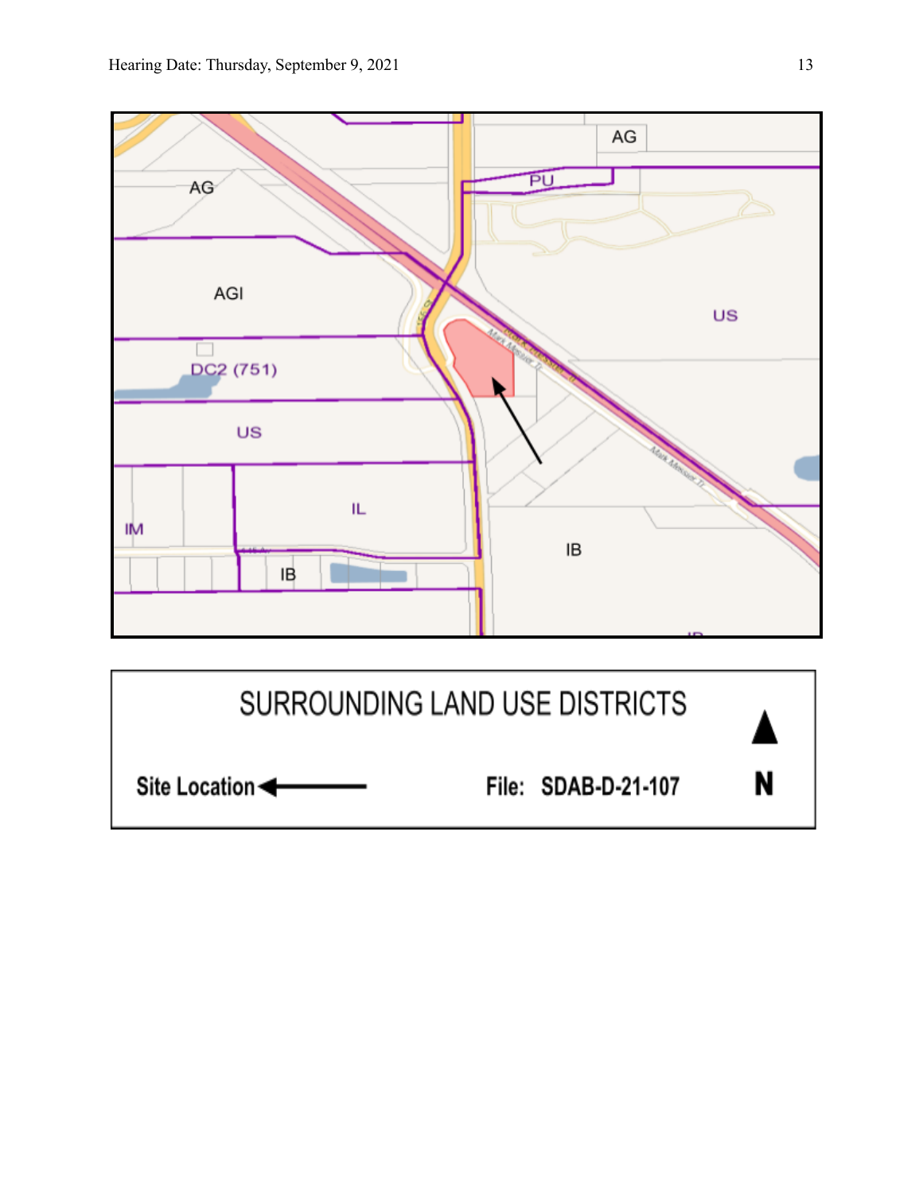AG

PU

AG

AGI

US

DC2 (751)

US

IL

IM

IB

IB

SURROUNDING LAND USE DISTRICTS

Site Location ←

File: SDAB-D-21-107

N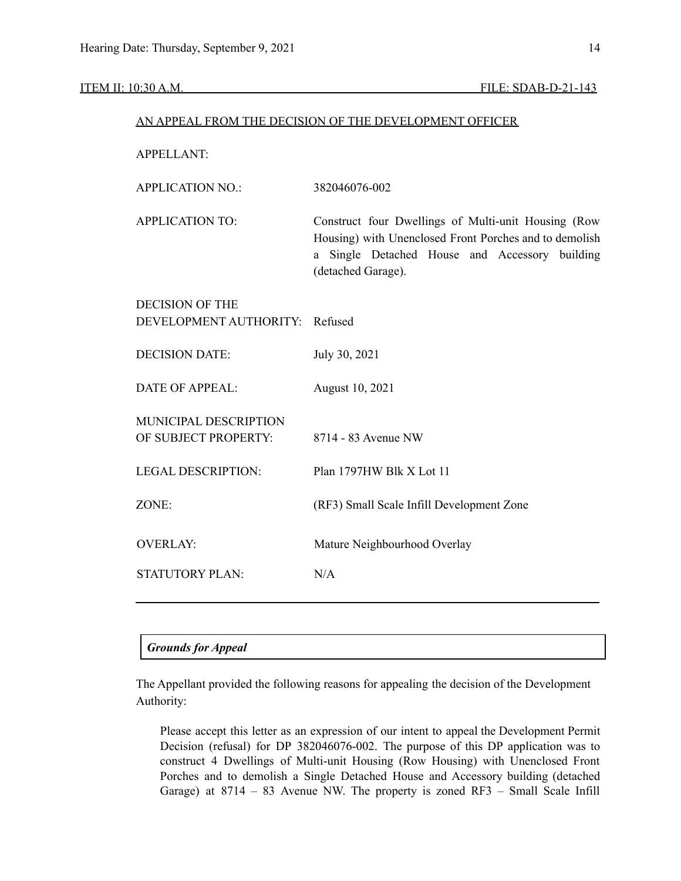ITEM II: 10:30 A.M. FILE: SDAB-D-21-143

AN APPEAL FROM THE DECISION OF THE DEVELOPMENT OFFICER

| | |
|---|---|
| APPELLANT: | |
| APPLICATION NO.: | 382046076-002 |
| APPLICATION TO: | Construct four Dwellings of Multi-unit Housing (Row Housing) with Unenclosed Front Porches and to demolish a Single Detached House and Accessory building (detached Garage). |
| DECISION OF THE DEVELOPMENT AUTHORITY: | Refused |
| DECISION DATE: | July 30, 2021 |
| DATE OF APPEAL: | August 10, 2021 |
| MUNICIPAL DESCRIPTION OF SUBJECT PROPERTY: | 8714 - 83 Avenue NW |
| LEGAL DESCRIPTION: | Plan 1797HW Blk X Lot 11 |
| ZONE: | (RF3) Small Scale Infill Development Zone |
| OVERLAY: | Mature Neighbourhood Overlay |
| STATUTORY PLAN: | N/A |

---

***Grounds for Appeal***

The Appellant provided the following reasons for appealing the decision of the Development Authority:

> Please accept this letter as an expression of our intent to appeal the Development Permit Decision (refusal) for DP 382046076-002. The purpose of this DP application was to construct 4 Dwellings of Multi-unit Housing (Row Housing) with Unenclosed Front Porches and to demolish a Single Detached House and Accessory building (detached Garage) at 8714 – 83 Avenue NW. The property is zoned RF3 – Small Scale Infill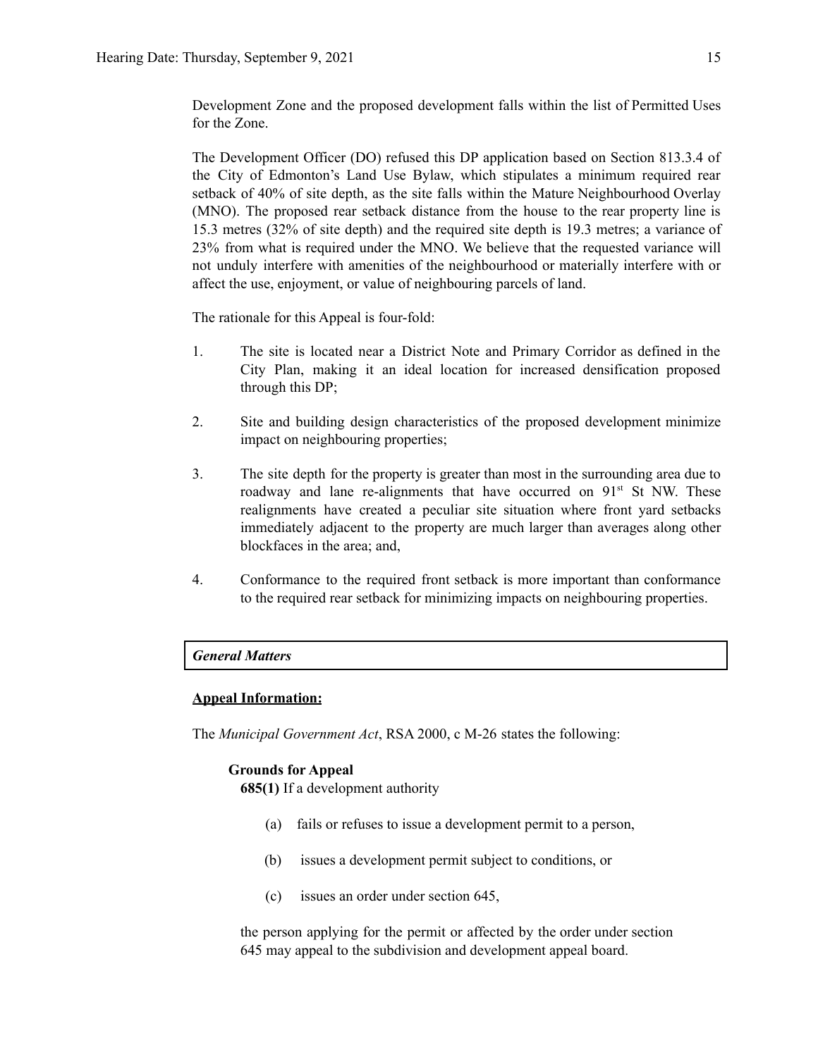Development Zone and the proposed development falls within the list of Permitted Uses for the Zone.

The Development Officer (DO) refused this DP application based on Section 813.3.4 of the City of Edmonton's Land Use Bylaw, which stipulates a minimum required rear setback of 40% of site depth, as the site falls within the Mature Neighbourhood Overlay (MNO). The proposed rear setback distance from the house to the rear property line is 15.3 metres (32% of site depth) and the required site depth is 19.3 metres; a variance of 23% from what is required under the MNO. We believe that the requested variance will not unduly interfere with amenities of the neighbourhood or materially interfere with or affect the use, enjoyment, or value of neighbouring parcels of land.

The rationale for this Appeal is four-fold:

1. The site is located near a District Note and Primary Corridor as defined in the City Plan, making it an ideal location for increased densification proposed through this DP;

2. Site and building design characteristics of the proposed development minimize impact on neighbouring properties;

3. The site depth for the property is greater than most in the surrounding area due to roadway and lane re-alignments that have occurred on 91st St NW. These realignments have created a peculiar site situation where front yard setbacks immediately adjacent to the property are much larger than averages along other blockfaces in the area; and,

4. Conformance to the required front setback is more important than conformance to the required rear setback for minimizing impacts on neighbouring properties.

| ***General Matters*** |
|---|

**<u>Appeal Information:</u>**

The *Municipal Government Act*, RSA 2000, c M-26 states the following:

**Grounds for Appeal**

**685(1)** If a development authority

(a) fails or refuses to issue a development permit to a person,

(b) issues a development permit subject to conditions, or

(c) issues an order under section 645,

the person applying for the permit or affected by the order under section 645 may appeal to the subdivision and development appeal board.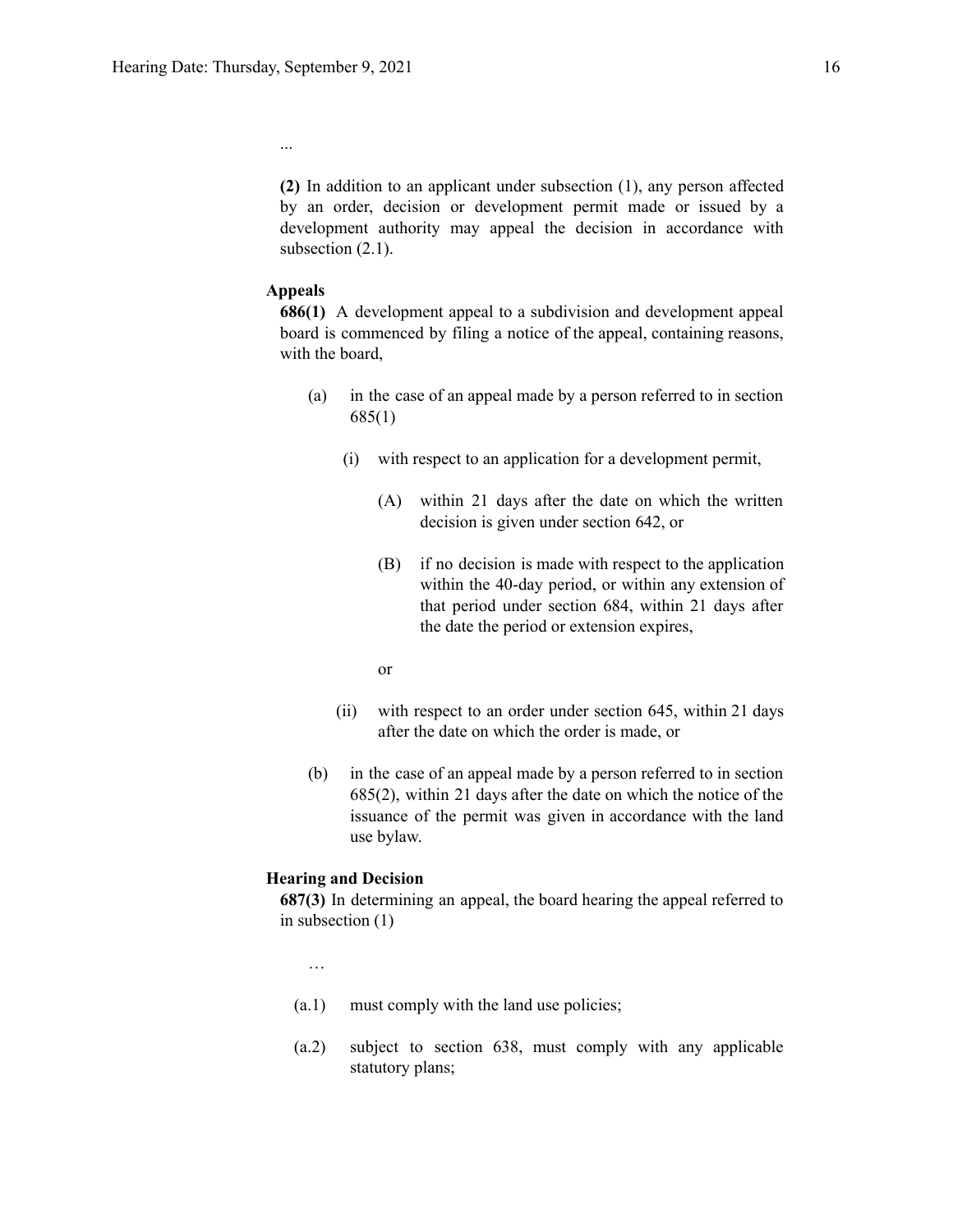...

**(2)** In addition to an applicant under subsection (1), any person affected by an order, decision or development permit made or issued by a development authority may appeal the decision in accordance with subsection (2.1).

**Appeals**

**686(1)** A development appeal to a subdivision and development appeal board is commenced by filing a notice of the appeal, containing reasons, with the board,

(a) in the case of an appeal made by a person referred to in section 685(1)

(i) with respect to an application for a development permit,

(A) within 21 days after the date on which the written decision is given under section 642, or

(B) if no decision is made with respect to the application within the 40-day period, or within any extension of that period under section 684, within 21 days after the date the period or extension expires,

or

(ii) with respect to an order under section 645, within 21 days after the date on which the order is made, or

(b) in the case of an appeal made by a person referred to in section 685(2), within 21 days after the date on which the notice of the issuance of the permit was given in accordance with the land use bylaw.

**Hearing and Decision**

**687(3)** In determining an appeal, the board hearing the appeal referred to in subsection (1)

…

(a.1) must comply with the land use policies;

(a.2) subject to section 638, must comply with any applicable statutory plans;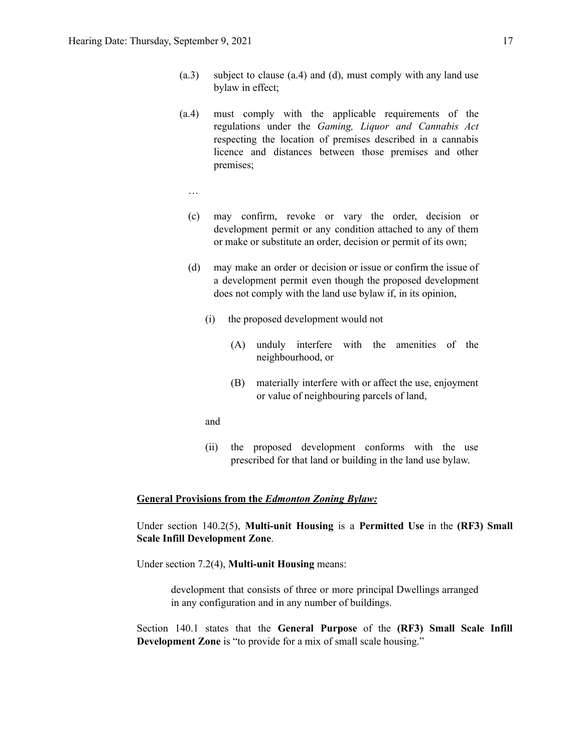(a.3) subject to clause (a.4) and (d), must comply with any land use bylaw in effect;

(a.4) must comply with the applicable requirements of the regulations under the *Gaming, Liquor and Cannabis Act* respecting the location of premises described in a cannabis licence and distances between those premises and other premises;

…

(c) may confirm, revoke or vary the order, decision or development permit or any condition attached to any of them or make or substitute an order, decision or permit of its own;

(d) may make an order or decision or issue or confirm the issue of a development permit even though the proposed development does not comply with the land use bylaw if, in its opinion,

(i) the proposed development would not

(A) unduly interfere with the amenities of the neighbourhood, or

(B) materially interfere with or affect the use, enjoyment or value of neighbouring parcels of land,

and

(ii) the proposed development conforms with the use prescribed for that land or building in the land use bylaw.

**General Provisions from the *Edmonton Zoning Bylaw:***

Under section 140.2(5), **Multi-unit Housing** is a **Permitted Use** in the **(RF3) Small Scale Infill Development Zone**.

Under section 7.2(4), **Multi-unit Housing** means:

> development that consists of three or more principal Dwellings arranged in any configuration and in any number of buildings.

Section 140.1 states that the **General Purpose** of the **(RF3) Small Scale Infill Development Zone** is "to provide for a mix of small scale housing."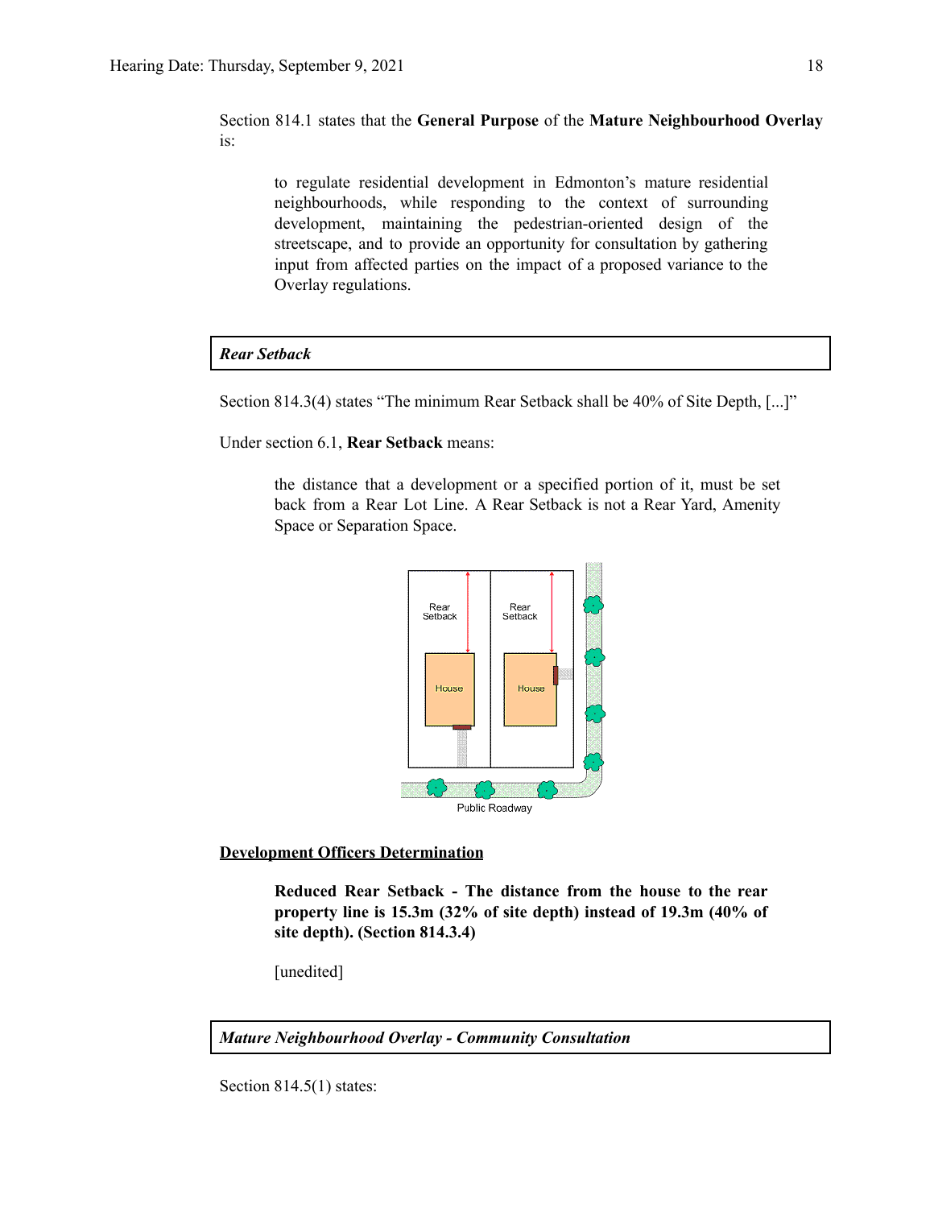Section 814.1 states that the **General Purpose** of the **Mature Neighbourhood Overlay** is:

> to regulate residential development in Edmonton's mature residential neighbourhoods, while responding to the context of surrounding development, maintaining the pedestrian-oriented design of the streetscape, and to provide an opportunity for consultation by gathering input from affected parties on the impact of a proposed variance to the Overlay regulations.

***Rear Setback***

Section 814.3(4) states "The minimum Rear Setback shall be 40% of Site Depth, [...]"

Under section 6.1, **Rear Setback** means:

> the distance that a development or a specified portion of it, must be set back from a Rear Lot Line. A Rear Setback is not a Rear Yard, Amenity Space or Separation Space.

**Development Officers Determination**

> **Reduced Rear Setback - The distance from the house to the rear property line is 15.3m (32% of site depth) instead of 19.3m (40% of site depth). (Section 814.3.4)**
>
> [unedited]

***Mature Neighbourhood Overlay - Community Consultation***

Section 814.5(1) states: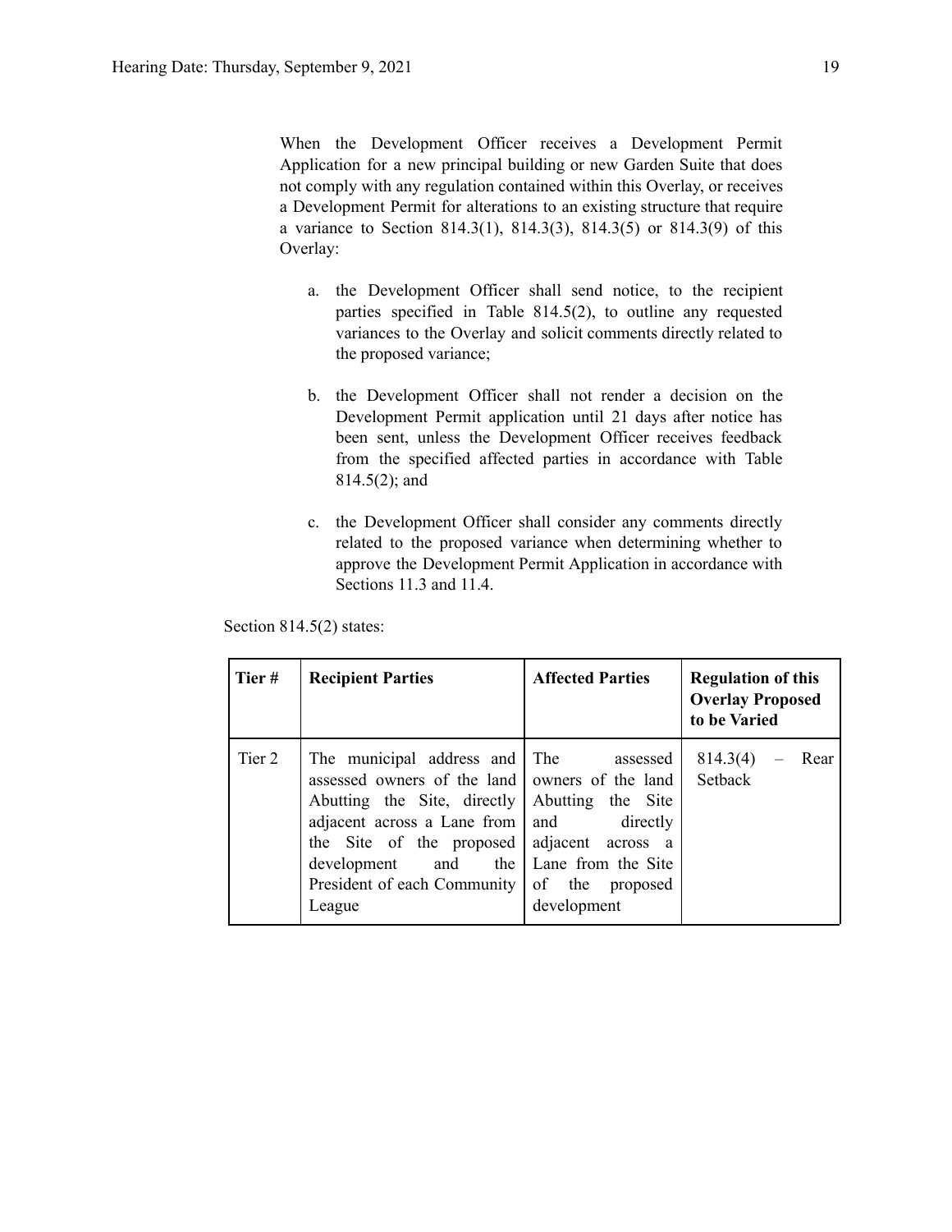When the Development Officer receives a Development Permit Application for a new principal building or new Garden Suite that does not comply with any regulation contained within this Overlay, or receives a Development Permit for alterations to an existing structure that require a variance to Section 814.3(1), 814.3(3), 814.3(5) or 814.3(9) of this Overlay:

a. the Development Officer shall send notice, to the recipient parties specified in Table 814.5(2), to outline any requested variances to the Overlay and solicit comments directly related to the proposed variance;

b. the Development Officer shall not render a decision on the Development Permit application until 21 days after notice has been sent, unless the Development Officer receives feedback from the specified affected parties in accordance with Table 814.5(2); and

c. the Development Officer shall consider any comments directly related to the proposed variance when determining whether to approve the Development Permit Application in accordance with Sections 11.3 and 11.4.

Section 814.5(2) states:

| Tier # | Recipient Parties | Affected Parties | Regulation of this Overlay Proposed to be Varied |
|---|---|---|---|
| Tier 2 | The municipal address and assessed owners of the land Abutting the Site, directly adjacent across a Lane from the Site of the proposed development and the President of each Community League | The assessed owners of the land Abutting the Site and directly adjacent across a Lane from the Site of the proposed development | 814.3(4) – Rear Setback |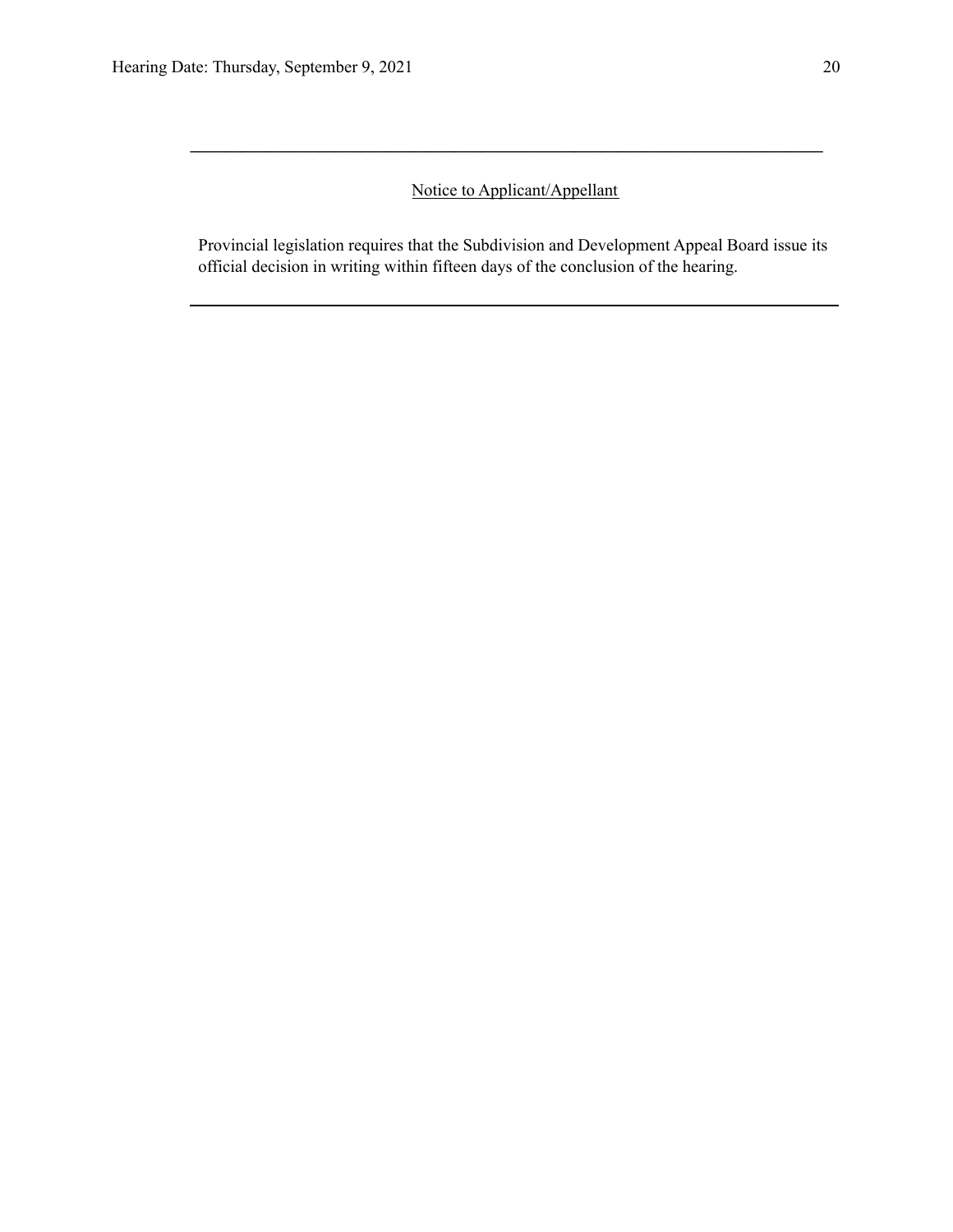---

Notice to Applicant/Appellant

Provincial legislation requires that the Subdivision and Development Appeal Board issue its official decision in writing within fifteen days of the conclusion of the hearing.

---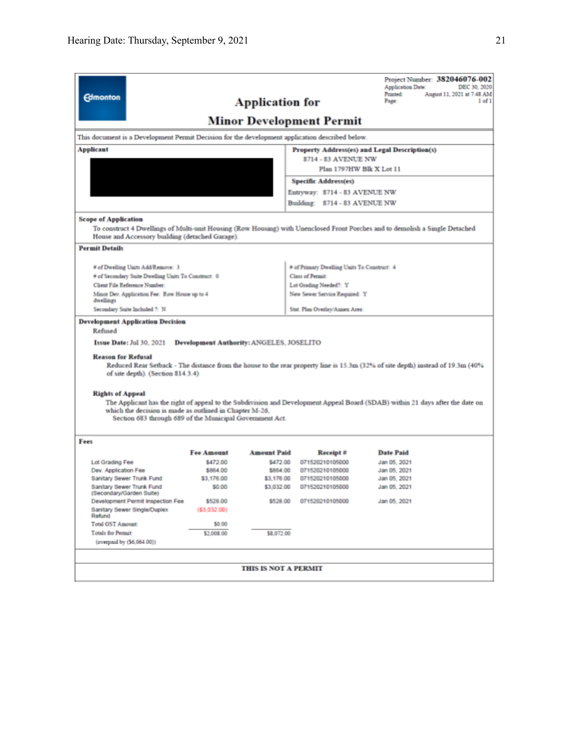Edmonton

# Application for Minor Development Permit

Project Number: **382046076-002**
Application Date: DEC 30, 2020
Printed: August 11, 2021 at 7:48 AM
Page: 1 of 1

This document is a Development Permit Decision for the development application described below.

**Applicant**

**Property Address(es) and Legal Description(s)**
8714 - 83 AVENUE NW
Plan 1797HW Blk X Lot 11

**Specific Address(es)**
Entryway: 8714 - 83 AVENUE NW
Building: 8714 - 83 AVENUE NW

**Scope of Application**

To construct 4 Dwellings of Multi-unit Housing (Row Housing) with Unenclosed Front Porches and to demolish a Single Detached House and Accessory building (detached Garage).

**Permit Details**

# of Dwelling Units Add/Remove: 3
# of Secondary Suite Dwelling Units To Construct: 0
Client File Reference Number:
Minor Dev. Application Fee: Row House up to 4 dwellings
Secondary Suite Included ?: N

# of Primary Dwelling Units To Construct: 4
Class of Permit:
Lot Grading Needed?: Y
New Sewer Service Required: Y
Stat. Plan Overlay/Annex Area:

**Development Application Decision**

Refused

**Issue Date:** Jul 30, 2021 **Development Authority:** ANGELES, JOSELITO

**Reason for Refusal**

Reduced Rear Setback - The distance from the house to the rear property line is 15.3m (32% of site depth) instead of 19.3m (40% of site depth). (Section 814.3.4)

**Rights of Appeal**

The Applicant has the right of appeal to the Subdivision and Development Appeal Board (SDAB) within 21 days after the date on which the decision is made as outlined in Chapter M-26, Section 683 through 689 of the Municipal Government Act.

**Fees**

| | Fee Amount | Amount Paid | Receipt # | Date Paid |
|---|---|---|---|---|
| Lot Grading Fee | $472.00 | $472.00 | 071520210105000 | Jan 05, 2021 |
| Dev. Application Fee | $864.00 | $864.00 | 071520210105000 | Jan 05, 2021 |
| Sanitary Sewer Trunk Fund | $3,176.00 | $3,176.00 | 071520210105000 | Jan 05, 2021 |
| Sanitary Sewer Trunk Fund (Secondary/Garden Suite) | $0.00 | $3,032.00 | 071520210105000 | Jan 05, 2021 |
| Development Permit Inspection Fee | $528.00 | $528.00 | 071520210105000 | Jan 05, 2021 |
| Sanitary Sewer Single/Duplex Refund | ($3,032.00) | | | |
| Total GST Amount: | $0.00 | | | |
| Totals for Permit: | $2,008.00 | $8,072.00 | | |
| (overpaid by ($6,064.00)) | | | | |

**THIS IS NOT A PERMIT**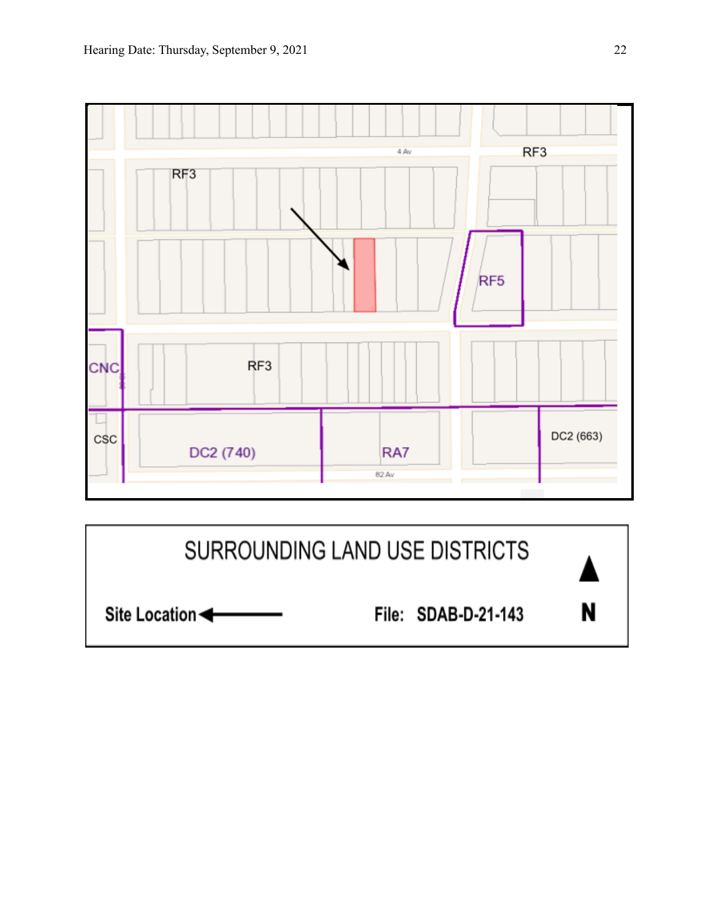RF3

4 Av

RF3

RF5

CNC

RF3

CSC

DC2 (740)

RA7

82 Av

DC2 (663)

SURROUNDING LAND USE DISTRICTS

Site Location ←

File: SDAB-D-21-143

N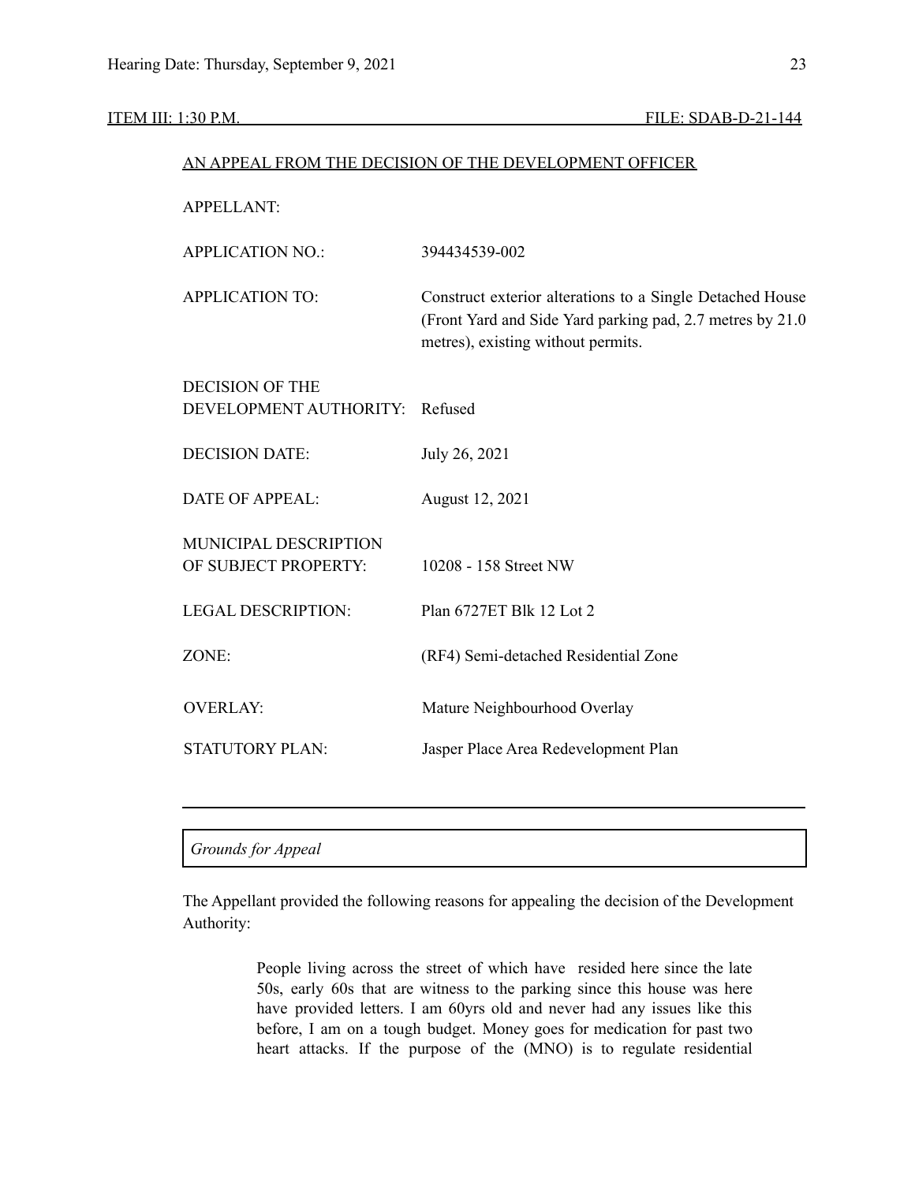ITEM III: 1:30 P.M. FILE: SDAB-D-21-144

AN APPEAL FROM THE DECISION OF THE DEVELOPMENT OFFICER

| | |
|---|---|
| APPELLANT: | |
| APPLICATION NO.: | 394434539-002 |
| APPLICATION TO: | Construct exterior alterations to a Single Detached House (Front Yard and Side Yard parking pad, 2.7 metres by 21.0 metres), existing without permits. |
| DECISION OF THE DEVELOPMENT AUTHORITY: | Refused |
| DECISION DATE: | July 26, 2021 |
| DATE OF APPEAL: | August 12, 2021 |
| MUNICIPAL DESCRIPTION OF SUBJECT PROPERTY: | 10208 - 158 Street NW |
| LEGAL DESCRIPTION: | Plan 6727ET Blk 12 Lot 2 |
| ZONE: | (RF4) Semi-detached Residential Zone |
| OVERLAY: | Mature Neighbourhood Overlay |
| STATUTORY PLAN: | Jasper Place Area Redevelopment Plan |

---

*Grounds for Appeal*

The Appellant provided the following reasons for appealing the decision of the Development Authority:

> People living across the street of which have resided here since the late 50s, early 60s that are witness to the parking since this house was here have provided letters. I am 60yrs old and never had any issues like this before, I am on a tough budget. Money goes for medication for past two heart attacks. If the purpose of the (MNO) is to regulate residential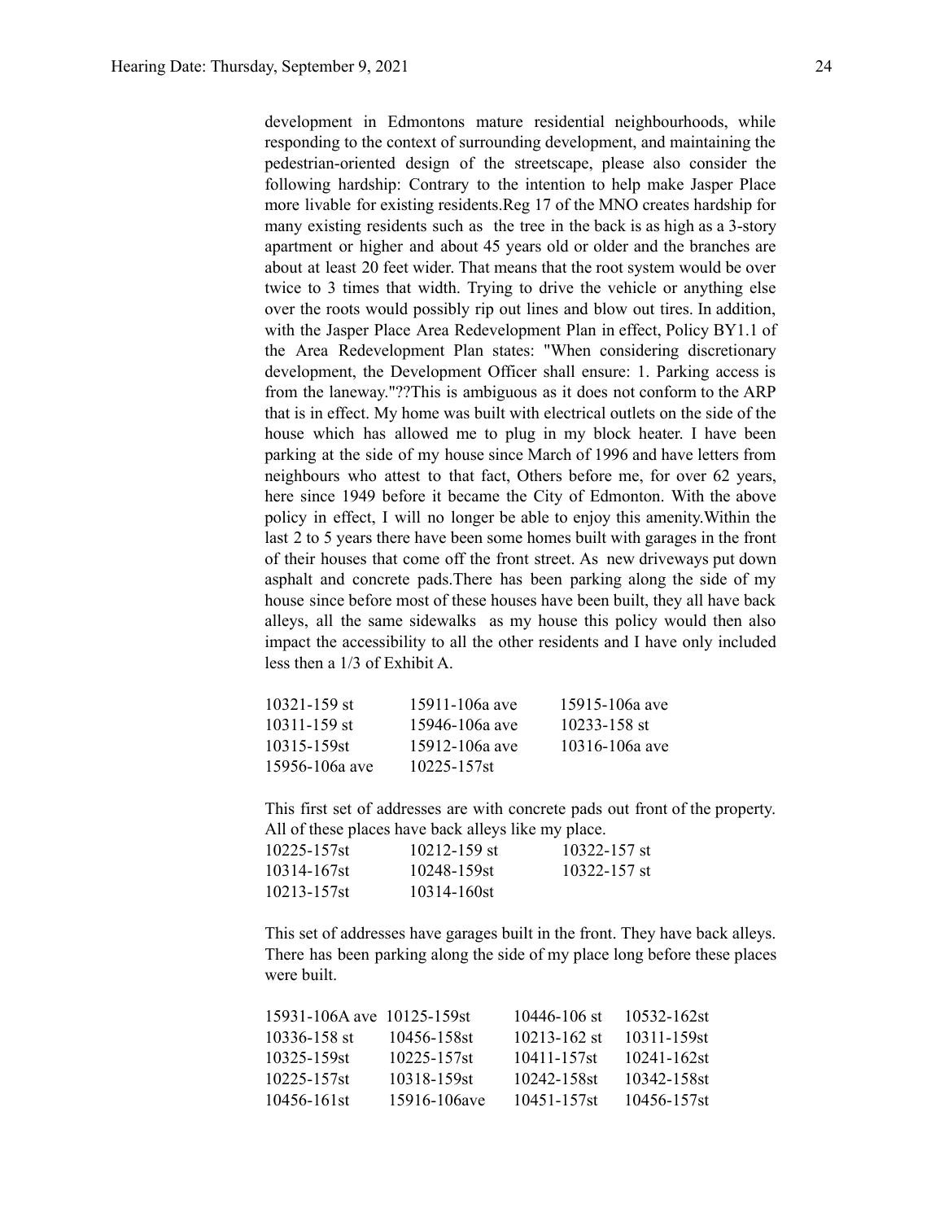development in Edmontons mature residential neighbourhoods, while responding to the context of surrounding development, and maintaining the pedestrian-oriented design of the streetscape, please also consider the following hardship: Contrary to the intention to help make Jasper Place more livable for existing residents.Reg 17 of the MNO creates hardship for many existing residents such as the tree in the back is as high as a 3-story apartment or higher and about 45 years old or older and the branches are about at least 20 feet wider. That means that the root system would be over twice to 3 times that width. Trying to drive the vehicle or anything else over the roots would possibly rip out lines and blow out tires. In addition, with the Jasper Place Area Redevelopment Plan in effect, Policy BY1.1 of the Area Redevelopment Plan states: "When considering discretionary development, the Development Officer shall ensure: 1. Parking access is from the laneway."??This is ambiguous as it does not conform to the ARP that is in effect. My home was built with electrical outlets on the side of the house which has allowed me to plug in my block heater. I have been parking at the side of my house since March of 1996 and have letters from neighbours who attest to that fact, Others before me, for over 62 years, here since 1949 before it became the City of Edmonton. With the above policy in effect, I will no longer be able to enjoy this amenity.Within the last 2 to 5 years there have been some homes built with garages in the front of their houses that come off the front street. As new driveways put down asphalt and concrete pads.There has been parking along the side of my house since before most of these houses have been built, they all have back alleys, all the same sidewalks as my house this policy would then also impact the accessibility to all the other residents and I have only included less then a 1/3 of Exhibit A.

| | | |
|---|---|---|
| 10321-159 st | 15911-106a ave | 15915-106a ave |
| 10311-159 st | 15946-106a ave | 10233-158 st |
| 10315-159st | 15912-106a ave | 10316-106a ave |
| 15956-106a ave | 10225-157st | |

This first set of addresses are with concrete pads out front of the property. All of these places have back alleys like my place.

| | | |
|---|---|---|
| 10225-157st | 10212-159 st | 10322-157 st |
| 10314-167st | 10248-159st | 10322-157 st |
| 10213-157st | 10314-160st | |

This set of addresses have garages built in the front. They have back alleys. There has been parking along the side of my place long before these places were built.

| | | | |
|---|---|---|---|
| 15931-106A ave | 10125-159st | 10446-106 st | 10532-162st |
| 10336-158 st | 10456-158st | 10213-162 st | 10311-159st |
| 10325-159st | 10225-157st | 10411-157st | 10241-162st |
| 10225-157st | 10318-159st | 10242-158st | 10342-158st |
| 10456-161st | 15916-106ave | 10451-157st | 10456-157st |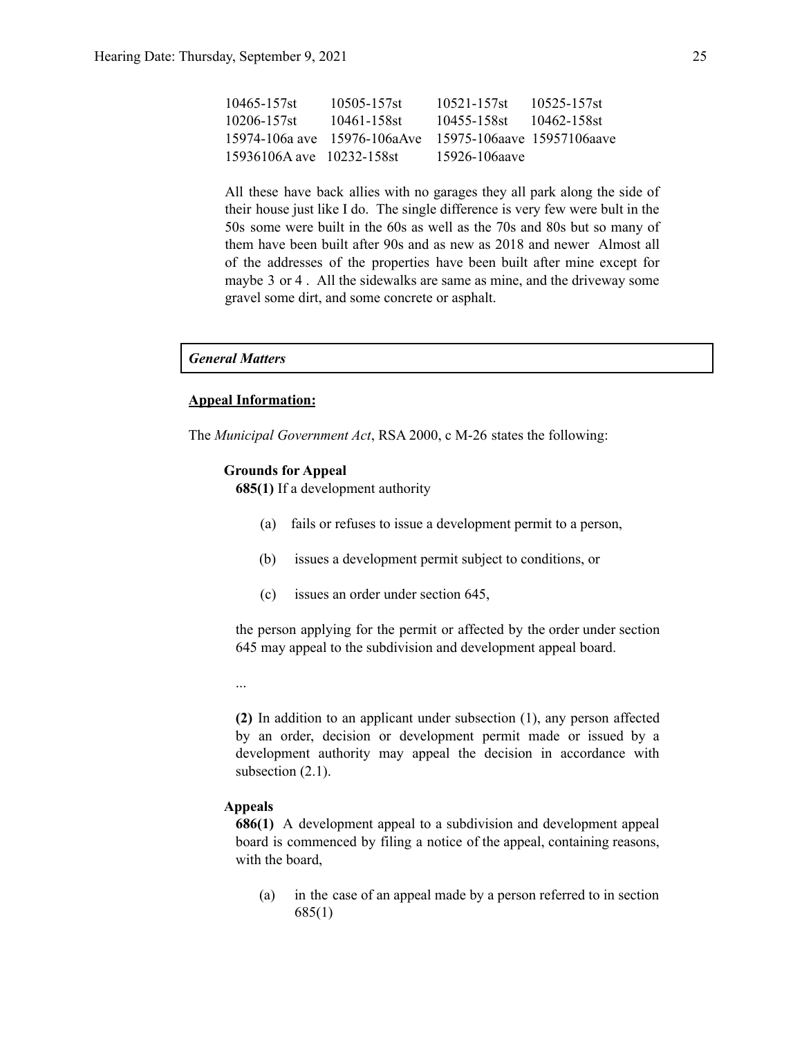| | | | |
|---|---|---|---|
| 10465-157st | 10505-157st | 10521-157st | 10525-157st |
| 10206-157st | 10461-158st | 10455-158st | 10462-158st |
| 15974-106a ave | 15976-106aAve | 15975-106aave | 15957106aave |
| 15936106A ave | 10232-158st | 15926-106aave | |

All these have back allies with no garages they all park along the side of their house just like I do. The single difference is very few were bult in the 50s some were built in the 60s as well as the 70s and 80s but so many of them have been built after 90s and as new as 2018 and newer Almost all of the addresses of the properties have been built after mine except for maybe 3 or 4 . All the sidewalks are same as mine, and the driveway some gravel some dirt, and some concrete or asphalt.

***General Matters***

**Appeal Information:**

The *Municipal Government Act*, RSA 2000, c M-26 states the following:

**Grounds for Appeal**

**685(1)** If a development authority

(a) fails or refuses to issue a development permit to a person,

(b) issues a development permit subject to conditions, or

(c) issues an order under section 645,

the person applying for the permit or affected by the order under section 645 may appeal to the subdivision and development appeal board.

...

**(2)** In addition to an applicant under subsection (1), any person affected by an order, decision or development permit made or issued by a development authority may appeal the decision in accordance with subsection (2.1).

**Appeals**

**686(1)** A development appeal to a subdivision and development appeal board is commenced by filing a notice of the appeal, containing reasons, with the board,

(a) in the case of an appeal made by a person referred to in section 685(1)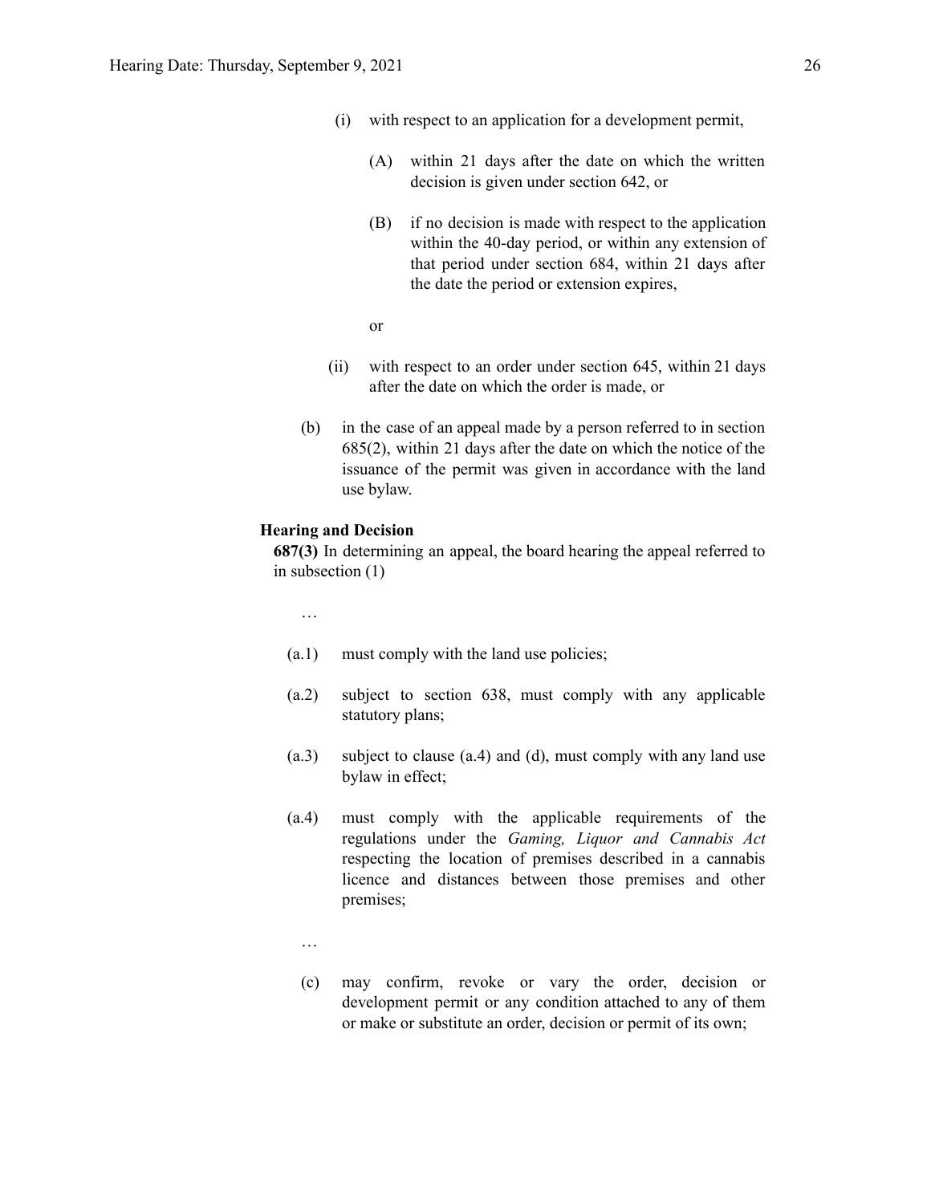(i) with respect to an application for a development permit,

(A) within 21 days after the date on which the written decision is given under section 642, or

(B) if no decision is made with respect to the application within the 40-day period, or within any extension of that period under section 684, within 21 days after the date the period or extension expires,

or

(ii) with respect to an order under section 645, within 21 days after the date on which the order is made, or

(b) in the case of an appeal made by a person referred to in section 685(2), within 21 days after the date on which the notice of the issuance of the permit was given in accordance with the land use bylaw.

**Hearing and Decision**

**687(3)** In determining an appeal, the board hearing the appeal referred to in subsection (1)

…

(a.1) must comply with the land use policies;

(a.2) subject to section 638, must comply with any applicable statutory plans;

(a.3) subject to clause (a.4) and (d), must comply with any land use bylaw in effect;

(a.4) must comply with the applicable requirements of the regulations under the *Gaming, Liquor and Cannabis Act* respecting the location of premises described in a cannabis licence and distances between those premises and other premises;

…

(c) may confirm, revoke or vary the order, decision or development permit or any condition attached to any of them or make or substitute an order, decision or permit of its own;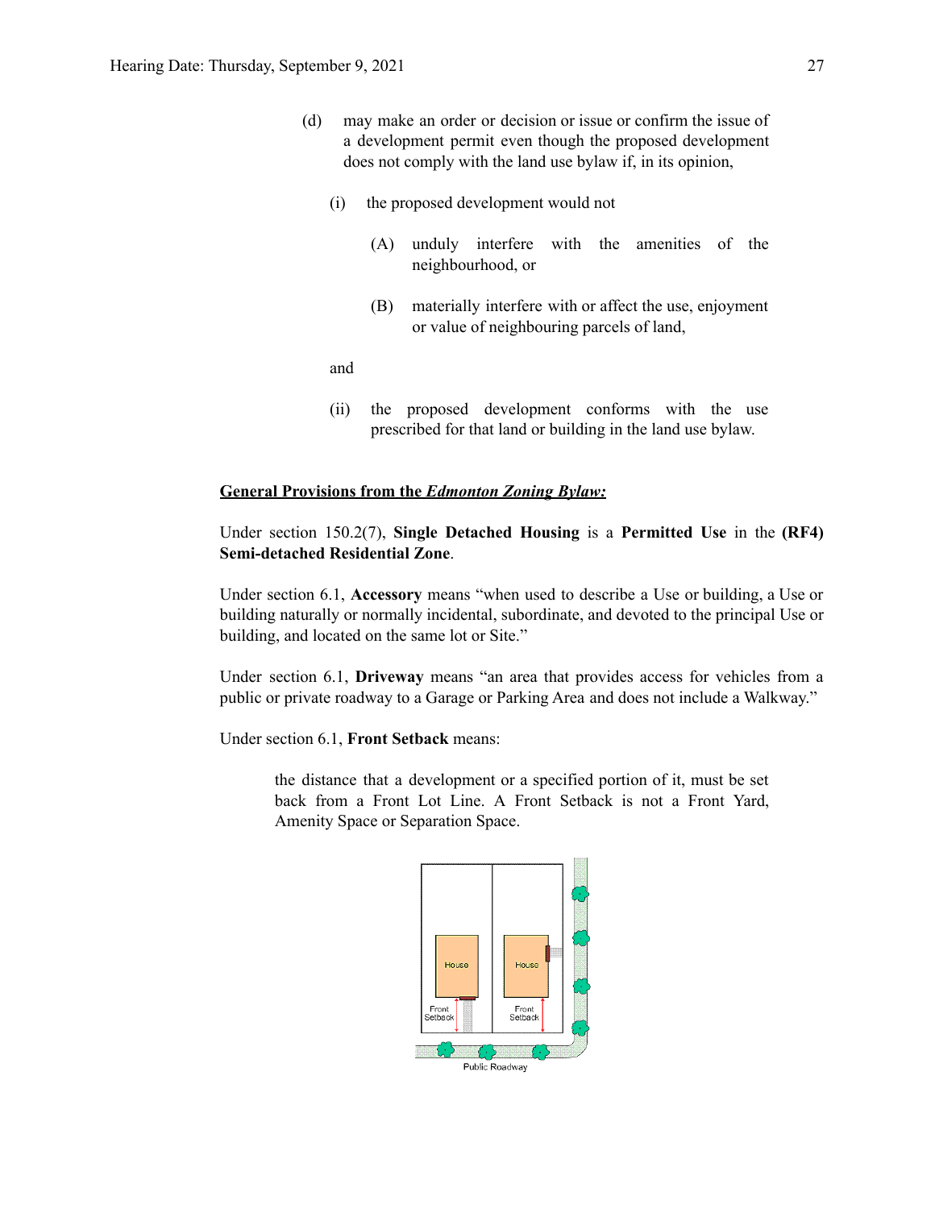(d) may make an order or decision or issue or confirm the issue of a development permit even though the proposed development does not comply with the land use bylaw if, in its opinion,

(i) the proposed development would not

(A) unduly interfere with the amenities of the neighbourhood, or

(B) materially interfere with or affect the use, enjoyment or value of neighbouring parcels of land,

and

(ii) the proposed development conforms with the use prescribed for that land or building in the land use bylaw.

**<u>General Provisions from the *Edmonton Zoning Bylaw:*</u>**

Under section 150.2(7), **Single Detached Housing** is a **Permitted Use** in the **(RF4) Semi-detached Residential Zone**.

Under section 6.1, **Accessory** means "when used to describe a Use or building, a Use or building naturally or normally incidental, subordinate, and devoted to the principal Use or building, and located on the same lot or Site."

Under section 6.1, **Driveway** means "an area that provides access for vehicles from a public or private roadway to a Garage or Parking Area and does not include a Walkway."

Under section 6.1, **Front Setback** means:

> the distance that a development or a specified portion of it, must be set back from a Front Lot Line. A Front Setback is not a Front Yard, Amenity Space or Separation Space.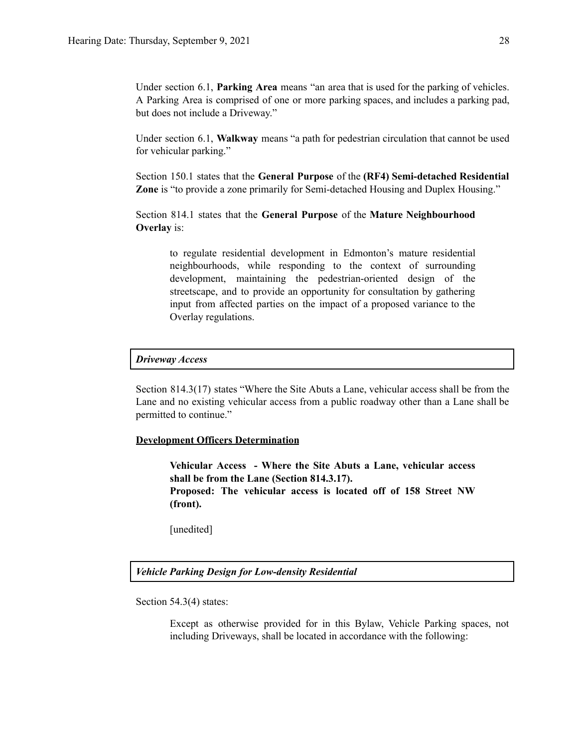Under section 6.1, **Parking Area** means "an area that is used for the parking of vehicles. A Parking Area is comprised of one or more parking spaces, and includes a parking pad, but does not include a Driveway."

Under section 6.1, **Walkway** means "a path for pedestrian circulation that cannot be used for vehicular parking."

Section 150.1 states that the **General Purpose** of the **(RF4) Semi-detached Residential Zone** is "to provide a zone primarily for Semi-detached Housing and Duplex Housing."

Section 814.1 states that the **General Purpose** of the **Mature Neighbourhood Overlay** is:

> to regulate residential development in Edmonton's mature residential neighbourhoods, while responding to the context of surrounding development, maintaining the pedestrian-oriented design of the streetscape, and to provide an opportunity for consultation by gathering input from affected parties on the impact of a proposed variance to the Overlay regulations.

***Driveway Access***

Section 814.3(17) states "Where the Site Abuts a Lane, vehicular access shall be from the Lane and no existing vehicular access from a public roadway other than a Lane shall be permitted to continue."

**Development Officers Determination**

> **Vehicular Access - Where the Site Abuts a Lane, vehicular access shall be from the Lane (Section 814.3.17).**
> **Proposed: The vehicular access is located off of 158 Street NW (front).**
>
> [unedited]

***Vehicle Parking Design for Low-density Residential***

Section 54.3(4) states:

> Except as otherwise provided for in this Bylaw, Vehicle Parking spaces, not including Driveways, shall be located in accordance with the following: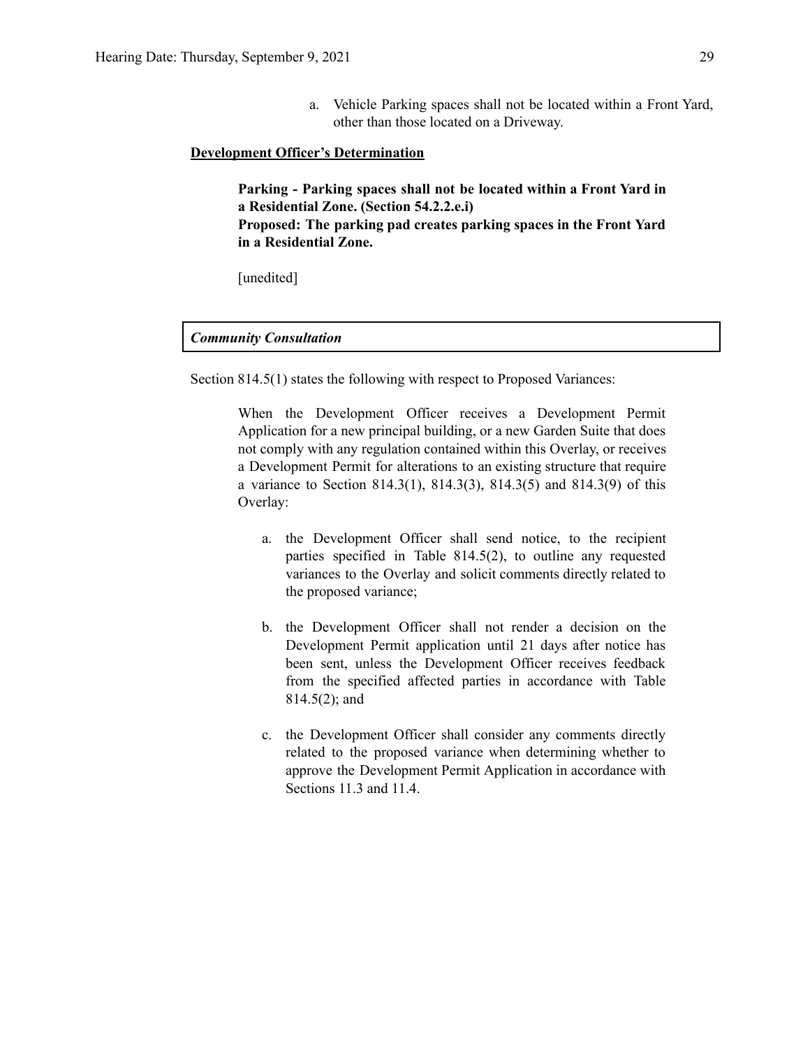a. Vehicle Parking spaces shall not be located within a Front Yard, other than those located on a Driveway.

**Development Officer's Determination**

**Parking - Parking spaces shall not be located within a Front Yard in a Residential Zone. (Section 54.2.2.e.i)**
**Proposed: The parking pad creates parking spaces in the Front Yard in a Residential Zone.**

[unedited]

***Community Consultation***

Section 814.5(1) states the following with respect to Proposed Variances:

When the Development Officer receives a Development Permit Application for a new principal building, or a new Garden Suite that does not comply with any regulation contained within this Overlay, or receives a Development Permit for alterations to an existing structure that require a variance to Section 814.3(1), 814.3(3), 814.3(5) and 814.3(9) of this Overlay:

a. the Development Officer shall send notice, to the recipient parties specified in Table 814.5(2), to outline any requested variances to the Overlay and solicit comments directly related to the proposed variance;

b. the Development Officer shall not render a decision on the Development Permit application until 21 days after notice has been sent, unless the Development Officer receives feedback from the specified affected parties in accordance with Table 814.5(2); and

c. the Development Officer shall consider any comments directly related to the proposed variance when determining whether to approve the Development Permit Application in accordance with Sections 11.3 and 11.4.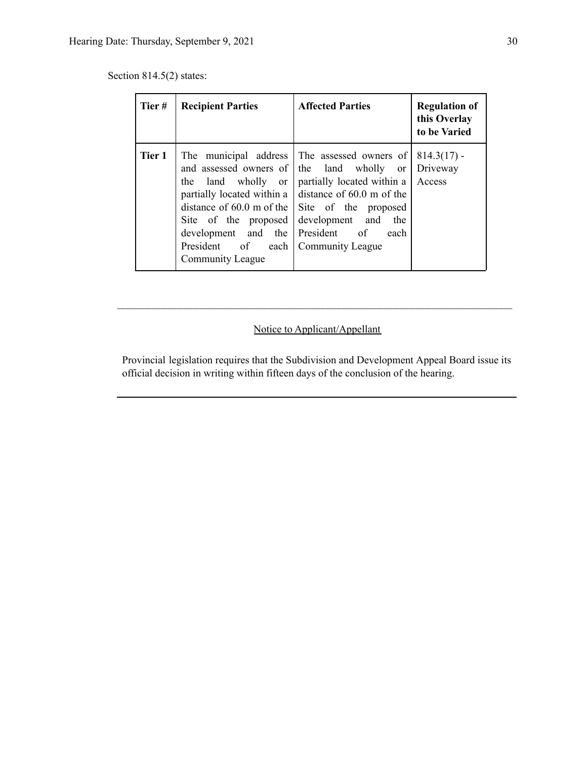Section 814.5(2) states:

| Tier # | Recipient Parties | Affected Parties | Regulation of this Overlay to be Varied |
|---|---|---|---|
| **Tier 1** | The municipal address and assessed owners of the land wholly or partially located within a distance of 60.0 m of the Site of the proposed development and the President of each Community League | The assessed owners of the land wholly or partially located within a distance of 60.0 m of the Site of the proposed development and the President of each Community League | 814.3(17) - Driveway Access |

---

Notice to Applicant/Appellant

Provincial legislation requires that the Subdivision and Development Appeal Board issue its official decision in writing within fifteen days of the conclusion of the hearing.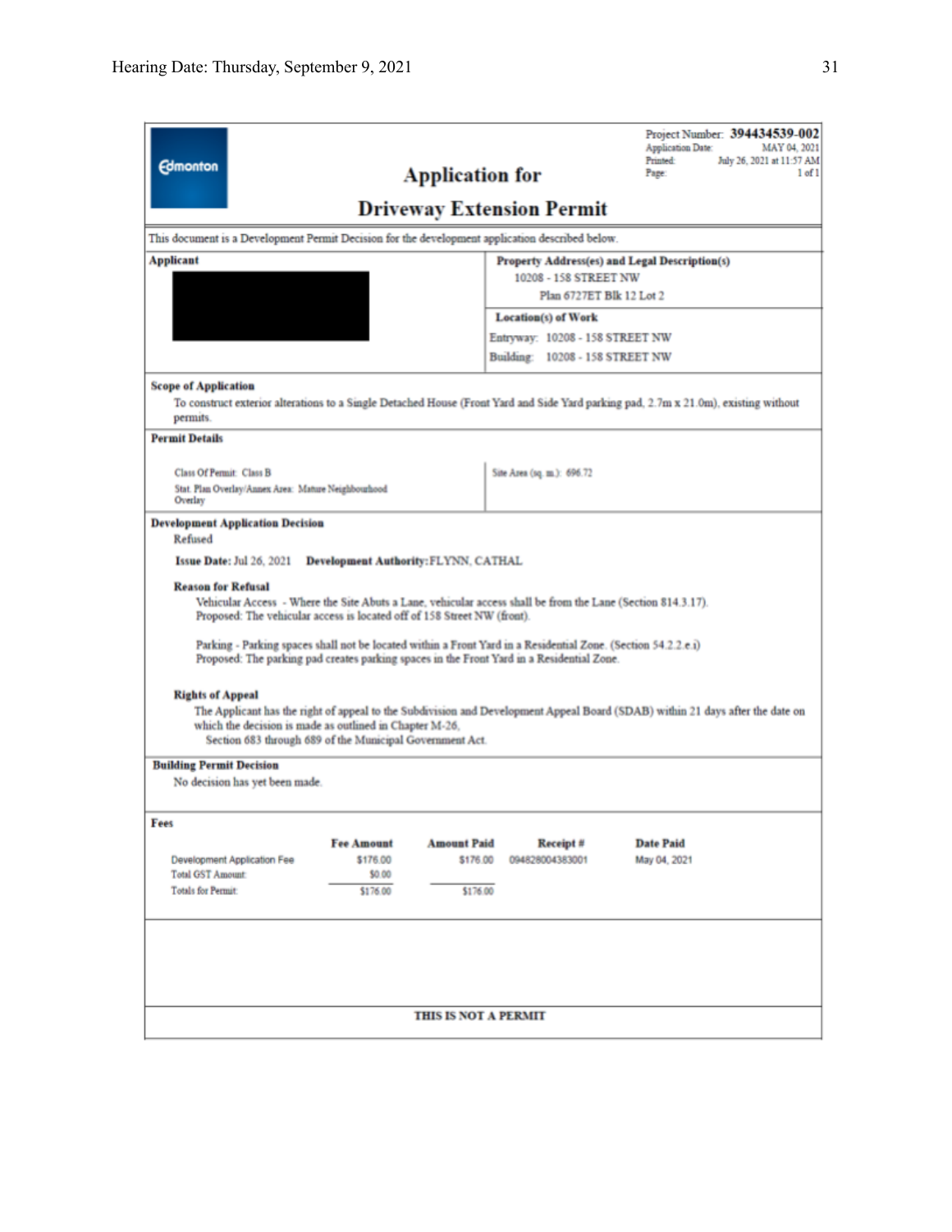Project Number: **394434539-002**
Application Date: MAY 04, 2021
Printed: July 26, 2021 at 11:57 AM
Page: 1 of 1

Edmonton

# Application for
# Driveway Extension Permit

This document is a Development Permit Decision for the development application described below.

**Applicant**

**Property Address(es) and Legal Description(s)**
10208 - 158 STREET NW
Plan 6727ET Blk 12 Lot 2

**Location(s) of Work**
Entryway: 10208 - 158 STREET NW
Building: 10208 - 158 STREET NW

**Scope of Application**
To construct exterior alterations to a Single Detached House (Front Yard and Side Yard parking pad, 2.7m x 21.0m), existing without permits.

**Permit Details**

Class Of Permit: Class B
Stat. Plan Overlay/Annex Area: Mature Neighbourhood Overlay

Site Area (sq. m.): 696.72

**Development Application Decision**
Refused

**Issue Date:** Jul 26, 2021 **Development Authority:** FLYNN, CATHAL

**Reason for Refusal**

Vehicular Access - Where the Site Abuts a Lane, vehicular access shall be from the Lane (Section 814.3.17).
Proposed: The vehicular access is located off of 158 Street NW (front).

Parking - Parking spaces shall not be located within a Front Yard in a Residential Zone. (Section 54.2.2.e.i)
Proposed: The parking pad creates parking spaces in the Front Yard in a Residential Zone.

**Rights of Appeal**
The Applicant has the right of appeal to the Subdivision and Development Appeal Board (SDAB) within 21 days after the date on which the decision is made as outlined in Chapter M-26,
Section 683 through 689 of the Municipal Government Act.

**Building Permit Decision**
No decision has yet been made.

**Fees**

| | Fee Amount | Amount Paid | Receipt # | Date Paid |
|---|---|---|---|---|
| Development Application Fee | $176.00 | $176.00 | 094828004383001 | May 04, 2021 |
| Total GST Amount: | $0.00 | | | |
| Totals for Permit: | $176.00 | $176.00 | | |

**THIS IS NOT A PERMIT**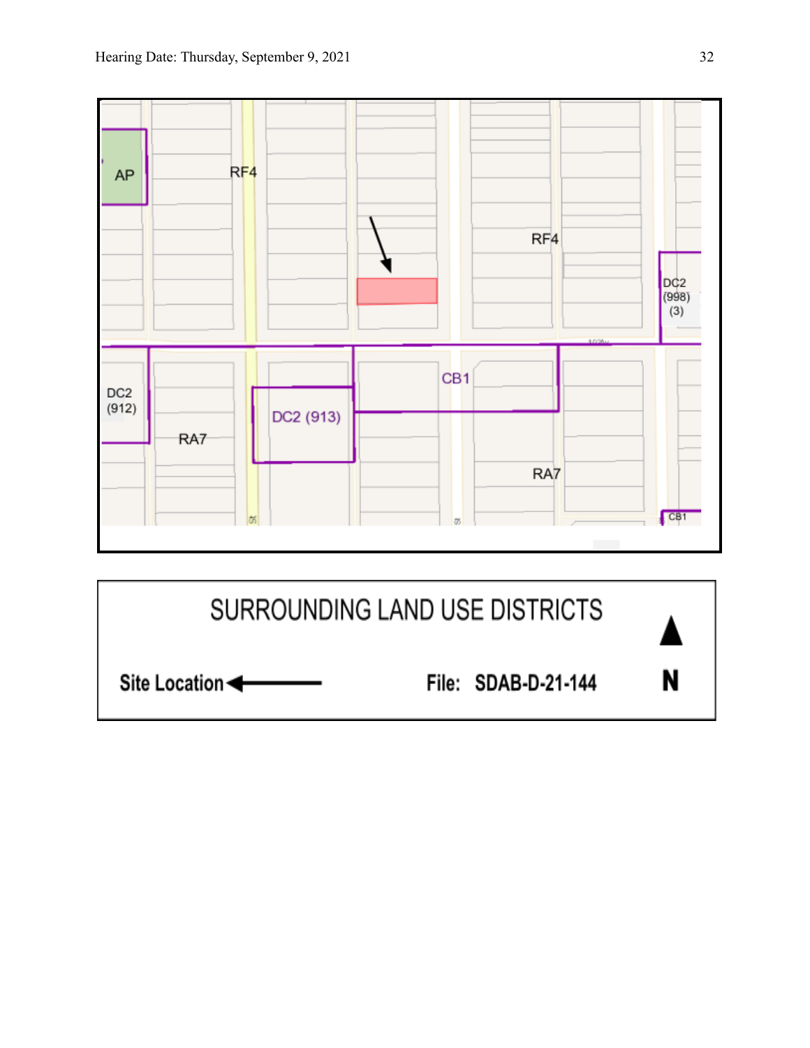AP

RF4

RF4

DC2
(998)
(3)

DC2
(912)

RA7

DC2 (913)

CB1

RA7

CB1

SURROUNDING LAND USE DISTRICTS

Site Location

File: SDAB-D-21-144

N